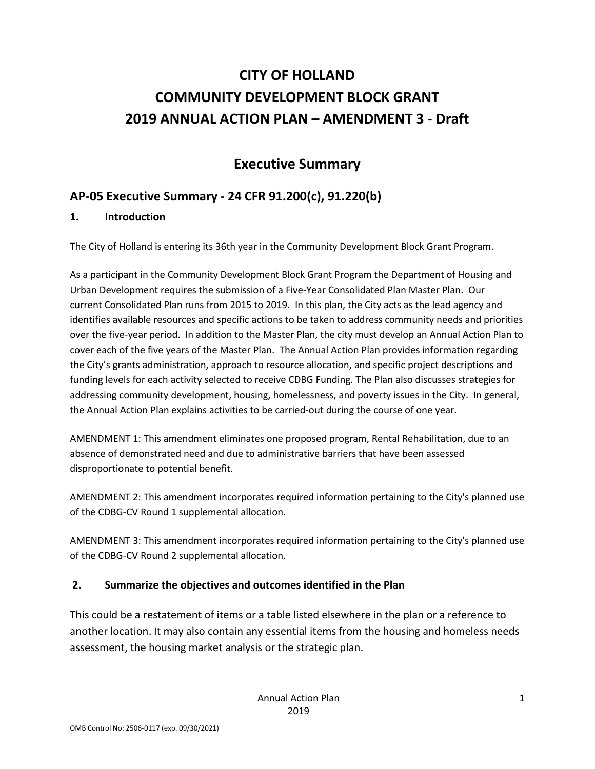# CITY OF HOLLAND
# COMMUNITY DEVELOPMENT BLOCK GRANT
# 2019 ANNUAL ACTION PLAN – AMENDMENT 3 - Draft

## Executive Summary

## AP-05 Executive Summary - 24 CFR 91.200(c), 91.220(b)

### 1. Introduction

The City of Holland is entering its 36th year in the Community Development Block Grant Program.

As a participant in the Community Development Block Grant Program the Department of Housing and Urban Development requires the submission of a Five-Year Consolidated Plan Master Plan. Our current Consolidated Plan runs from 2015 to 2019. In this plan, the City acts as the lead agency and identifies available resources and specific actions to be taken to address community needs and priorities over the five-year period. In addition to the Master Plan, the city must develop an Annual Action Plan to cover each of the five years of the Master Plan. The Annual Action Plan provides information regarding the City's grants administration, approach to resource allocation, and specific project descriptions and funding levels for each activity selected to receive CDBG Funding. The Plan also discusses strategies for addressing community development, housing, homelessness, and poverty issues in the City. In general, the Annual Action Plan explains activities to be carried-out during the course of one year.

AMENDMENT 1: This amendment eliminates one proposed program, Rental Rehabilitation, due to an absence of demonstrated need and due to administrative barriers that have been assessed disproportionate to potential benefit.

AMENDMENT 2: This amendment incorporates required information pertaining to the City's planned use of the CDBG-CV Round 1 supplemental allocation.

AMENDMENT 3: This amendment incorporates required information pertaining to the City's planned use of the CDBG-CV Round 2 supplemental allocation.

### 2. Summarize the objectives and outcomes identified in the Plan

This could be a restatement of items or a table listed elsewhere in the plan or a reference to another location. It may also contain any essential items from the housing and homeless needs assessment, the housing market analysis or the strategic plan.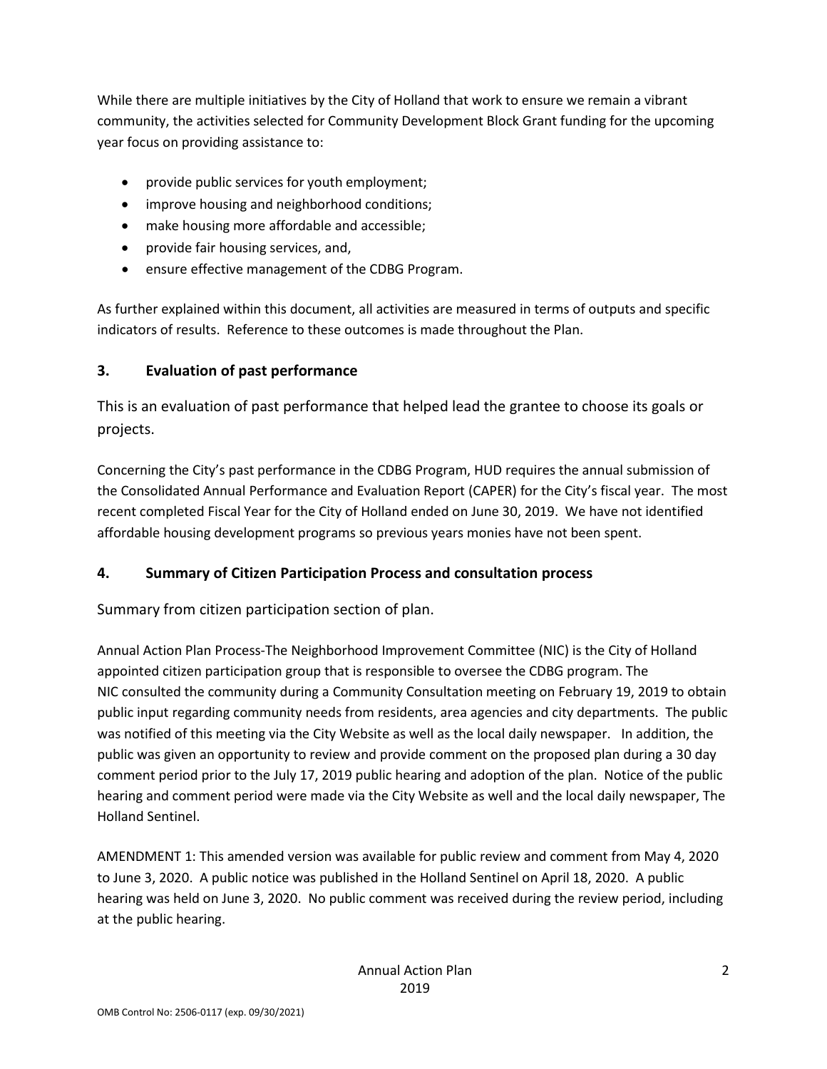While there are multiple initiatives by the City of Holland that work to ensure we remain a vibrant community, the activities selected for Community Development Block Grant funding for the upcoming year focus on providing assistance to:

- provide public services for youth employment;
- improve housing and neighborhood conditions;
- make housing more affordable and accessible;
- provide fair housing services, and,
- ensure effective management of the CDBG Program.

As further explained within this document, all activities are measured in terms of outputs and specific indicators of results. Reference to these outcomes is made throughout the Plan.

### 3. Evaluation of past performance

This is an evaluation of past performance that helped lead the grantee to choose its goals or projects.

Concerning the City's past performance in the CDBG Program, HUD requires the annual submission of the Consolidated Annual Performance and Evaluation Report (CAPER) for the City's fiscal year. The most recent completed Fiscal Year for the City of Holland ended on June 30, 2019. We have not identified affordable housing development programs so previous years monies have not been spent.

### 4. Summary of Citizen Participation Process and consultation process

Summary from citizen participation section of plan.

Annual Action Plan Process-The Neighborhood Improvement Committee (NIC) is the City of Holland appointed citizen participation group that is responsible to oversee the CDBG program. The NIC consulted the community during a Community Consultation meeting on February 19, 2019 to obtain public input regarding community needs from residents, area agencies and city departments. The public was notified of this meeting via the City Website as well as the local daily newspaper. In addition, the public was given an opportunity to review and provide comment on the proposed plan during a 30 day comment period prior to the July 17, 2019 public hearing and adoption of the plan. Notice of the public hearing and comment period were made via the City Website as well and the local daily newspaper, The Holland Sentinel.

AMENDMENT 1: This amended version was available for public review and comment from May 4, 2020 to June 3, 2020. A public notice was published in the Holland Sentinel on April 18, 2020. A public hearing was held on June 3, 2020. No public comment was received during the review period, including at the public hearing.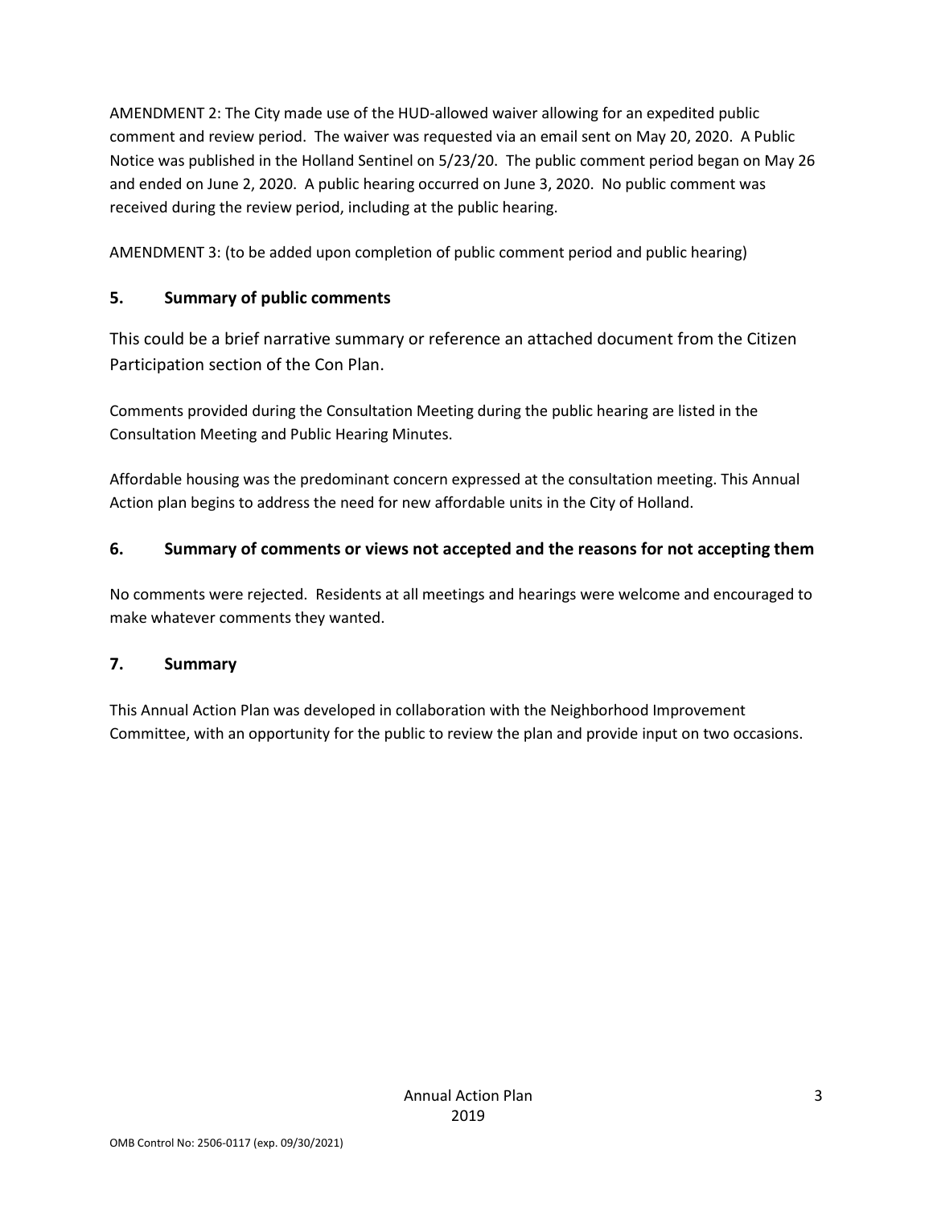AMENDMENT 2: The City made use of the HUD-allowed waiver allowing for an expedited public comment and review period. The waiver was requested via an email sent on May 20, 2020. A Public Notice was published in the Holland Sentinel on 5/23/20. The public comment period began on May 26 and ended on June 2, 2020. A public hearing occurred on June 3, 2020. No public comment was received during the review period, including at the public hearing.

AMENDMENT 3: (to be added upon completion of public comment period and public hearing)

## 5. Summary of public comments

This could be a brief narrative summary or reference an attached document from the Citizen Participation section of the Con Plan.

Comments provided during the Consultation Meeting during the public hearing are listed in the Consultation Meeting and Public Hearing Minutes.

Affordable housing was the predominant concern expressed at the consultation meeting. This Annual Action plan begins to address the need for new affordable units in the City of Holland.

## 6. Summary of comments or views not accepted and the reasons for not accepting them

No comments were rejected. Residents at all meetings and hearings were welcome and encouraged to make whatever comments they wanted.

## 7. Summary

This Annual Action Plan was developed in collaboration with the Neighborhood Improvement Committee, with an opportunity for the public to review the plan and provide input on two occasions.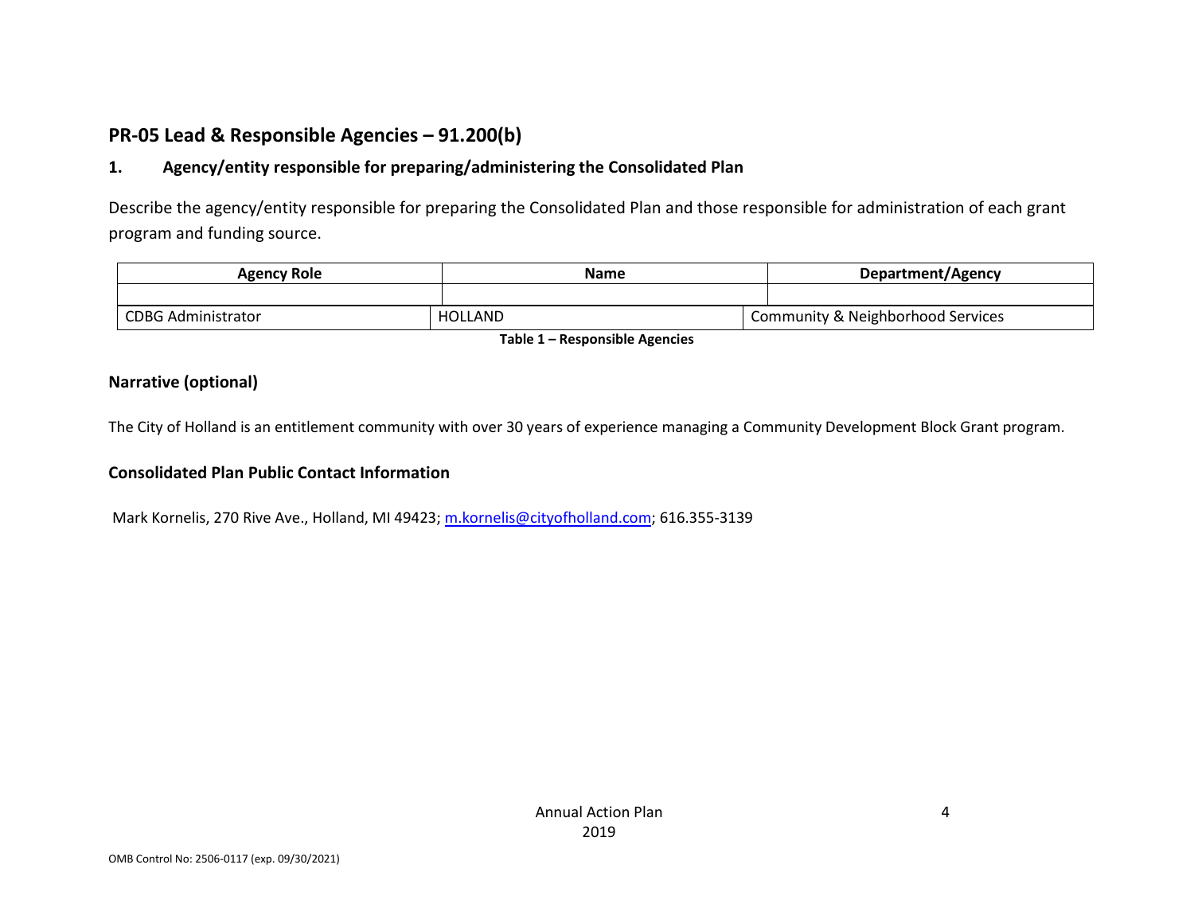## PR-05 Lead & Responsible Agencies – 91.200(b)

### 1. Agency/entity responsible for preparing/administering the Consolidated Plan

Describe the agency/entity responsible for preparing the Consolidated Plan and those responsible for administration of each grant program and funding source.

| Agency Role | Name | Department/Agency |
|---|---|---|
| | | |
| CDBG Administrator | HOLLAND | Community & Neighborhood Services |

**Table 1 – Responsible Agencies**

### Narrative (optional)

The City of Holland is an entitlement community with over 30 years of experience managing a Community Development Block Grant program.

### Consolidated Plan Public Contact Information

Mark Kornelis, 270 Rive Ave., Holland, MI 49423; m.kornelis@cityofholland.com; 616.355-3139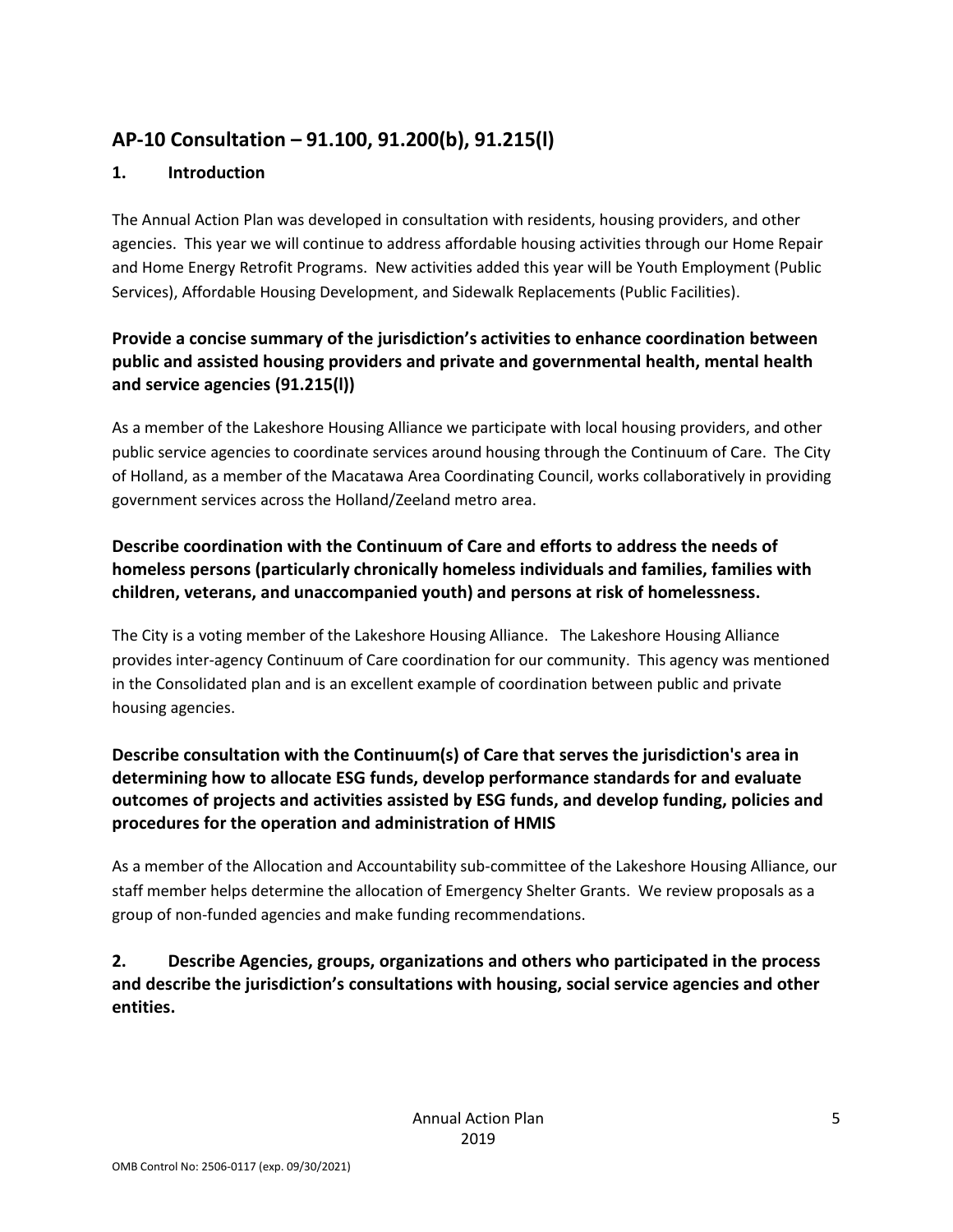## AP-10 Consultation – 91.100, 91.200(b), 91.215(l)

### 1. Introduction

The Annual Action Plan was developed in consultation with residents, housing providers, and other agencies. This year we will continue to address affordable housing activities through our Home Repair and Home Energy Retrofit Programs. New activities added this year will be Youth Employment (Public Services), Affordable Housing Development, and Sidewalk Replacements (Public Facilities).

**Provide a concise summary of the jurisdiction's activities to enhance coordination between public and assisted housing providers and private and governmental health, mental health and service agencies (91.215(l))**

As a member of the Lakeshore Housing Alliance we participate with local housing providers, and other public service agencies to coordinate services around housing through the Continuum of Care. The City of Holland, as a member of the Macatawa Area Coordinating Council, works collaboratively in providing government services across the Holland/Zeeland metro area.

**Describe coordination with the Continuum of Care and efforts to address the needs of homeless persons (particularly chronically homeless individuals and families, families with children, veterans, and unaccompanied youth) and persons at risk of homelessness.**

The City is a voting member of the Lakeshore Housing Alliance. The Lakeshore Housing Alliance provides inter-agency Continuum of Care coordination for our community. This agency was mentioned in the Consolidated plan and is an excellent example of coordination between public and private housing agencies.

**Describe consultation with the Continuum(s) of Care that serves the jurisdiction's area in determining how to allocate ESG funds, develop performance standards for and evaluate outcomes of projects and activities assisted by ESG funds, and develop funding, policies and procedures for the operation and administration of HMIS**

As a member of the Allocation and Accountability sub-committee of the Lakeshore Housing Alliance, our staff member helps determine the allocation of Emergency Shelter Grants. We review proposals as a group of non-funded agencies and make funding recommendations.

**2. Describe Agencies, groups, organizations and others who participated in the process and describe the jurisdiction's consultations with housing, social service agencies and other entities.**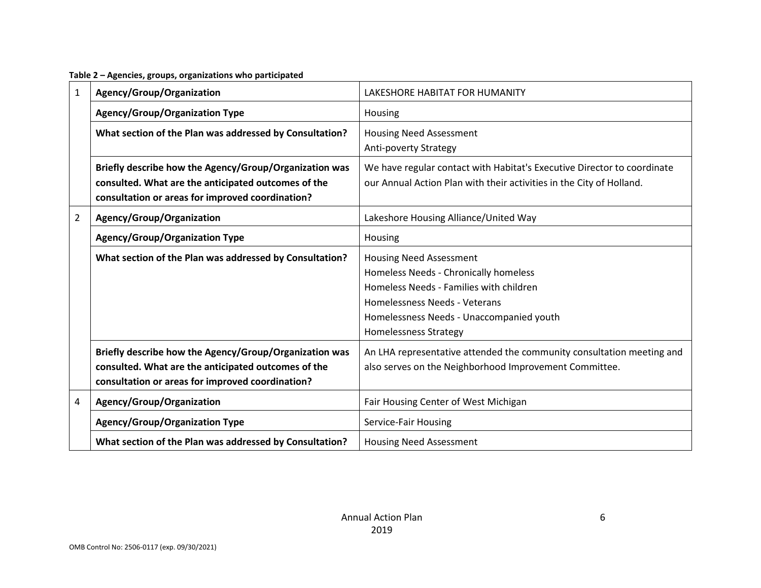**Table 2 – Agencies, groups, organizations who participated**

| | | |
|---|---|---|
| 1 | **Agency/Group/Organization** | LAKESHORE HABITAT FOR HUMANITY |
| | **Agency/Group/Organization Type** | Housing |
| | **What section of the Plan was addressed by Consultation?** | Housing Need Assessment<br>Anti-poverty Strategy |
| | **Briefly describe how the Agency/Group/Organization was consulted. What are the anticipated outcomes of the consultation or areas for improved coordination?** | We have regular contact with Habitat's Executive Director to coordinate our Annual Action Plan with their activities in the City of Holland. |
| 2 | **Agency/Group/Organization** | Lakeshore Housing Alliance/United Way |
| | **Agency/Group/Organization Type** | Housing |
| | **What section of the Plan was addressed by Consultation?** | Housing Need Assessment<br>Homeless Needs - Chronically homeless<br>Homeless Needs - Families with children<br>Homelessness Needs - Veterans<br>Homelessness Needs - Unaccompanied youth<br>Homelessness Strategy |
| | **Briefly describe how the Agency/Group/Organization was consulted. What are the anticipated outcomes of the consultation or areas for improved coordination?** | An LHA representative attended the community consultation meeting and also serves on the Neighborhood Improvement Committee. |
| 4 | **Agency/Group/Organization** | Fair Housing Center of West Michigan |
| | **Agency/Group/Organization Type** | Service-Fair Housing |
| | **What section of the Plan was addressed by Consultation?** | Housing Need Assessment |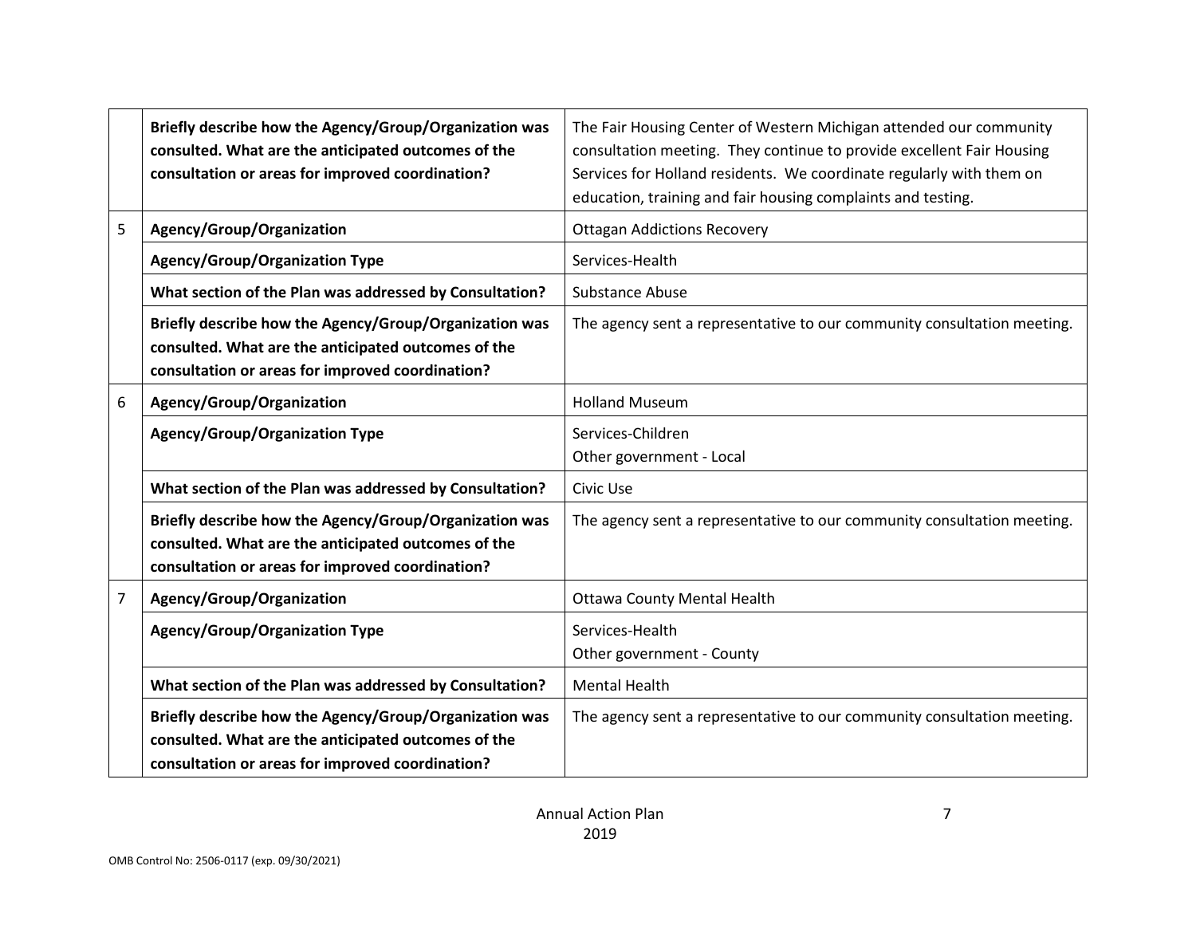| | | |
|---|---|---|
| | **Briefly describe how the Agency/Group/Organization was consulted. What are the anticipated outcomes of the consultation or areas for improved coordination?** | The Fair Housing Center of Western Michigan attended our community consultation meeting. They continue to provide excellent Fair Housing Services for Holland residents. We coordinate regularly with them on education, training and fair housing complaints and testing. |
| 5 | **Agency/Group/Organization** | Ottagan Addictions Recovery |
| | **Agency/Group/Organization Type** | Services-Health |
| | **What section of the Plan was addressed by Consultation?** | Substance Abuse |
| | **Briefly describe how the Agency/Group/Organization was consulted. What are the anticipated outcomes of the consultation or areas for improved coordination?** | The agency sent a representative to our community consultation meeting. |
| 6 | **Agency/Group/Organization** | Holland Museum |
| | **Agency/Group/Organization Type** | Services-Children<br>Other government - Local |
| | **What section of the Plan was addressed by Consultation?** | Civic Use |
| | **Briefly describe how the Agency/Group/Organization was consulted. What are the anticipated outcomes of the consultation or areas for improved coordination?** | The agency sent a representative to our community consultation meeting. |
| 7 | **Agency/Group/Organization** | Ottawa County Mental Health |
| | **Agency/Group/Organization Type** | Services-Health<br>Other government - County |
| | **What section of the Plan was addressed by Consultation?** | Mental Health |
| | **Briefly describe how the Agency/Group/Organization was consulted. What are the anticipated outcomes of the consultation or areas for improved coordination?** | The agency sent a representative to our community consultation meeting. |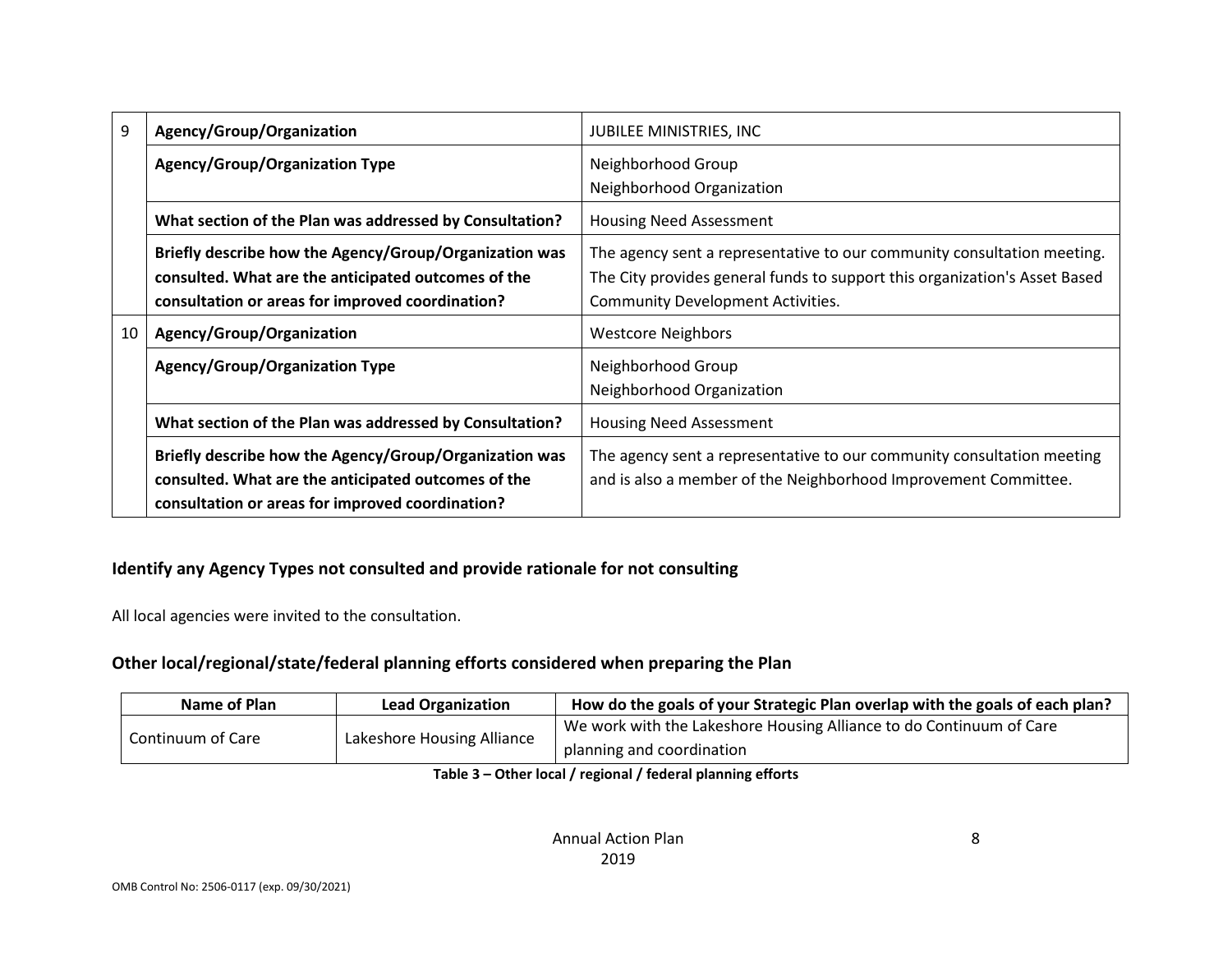| | | |
|---|---|---|
| 9 | **Agency/Group/Organization** | JUBILEE MINISTRIES, INC |
| | **Agency/Group/Organization Type** | Neighborhood Group<br>Neighborhood Organization |
| | **What section of the Plan was addressed by Consultation?** | Housing Need Assessment |
| | **Briefly describe how the Agency/Group/Organization was consulted. What are the anticipated outcomes of the consultation or areas for improved coordination?** | The agency sent a representative to our community consultation meeting. The City provides general funds to support this organization's Asset Based Community Development Activities. |
| 10 | **Agency/Group/Organization** | Westcore Neighbors |
| | **Agency/Group/Organization Type** | Neighborhood Group<br>Neighborhood Organization |
| | **What section of the Plan was addressed by Consultation?** | Housing Need Assessment |
| | **Briefly describe how the Agency/Group/Organization was consulted. What are the anticipated outcomes of the consultation or areas for improved coordination?** | The agency sent a representative to our community consultation meeting and is also a member of the Neighborhood Improvement Committee. |

## Identify any Agency Types not consulted and provide rationale for not consulting

All local agencies were invited to the consultation.

## Other local/regional/state/federal planning efforts considered when preparing the Plan

| Name of Plan | Lead Organization | How do the goals of your Strategic Plan overlap with the goals of each plan? |
|---|---|---|
| Continuum of Care | Lakeshore Housing Alliance | We work with the Lakeshore Housing Alliance to do Continuum of Care planning and coordination |

**Table 3 – Other local / regional / federal planning efforts**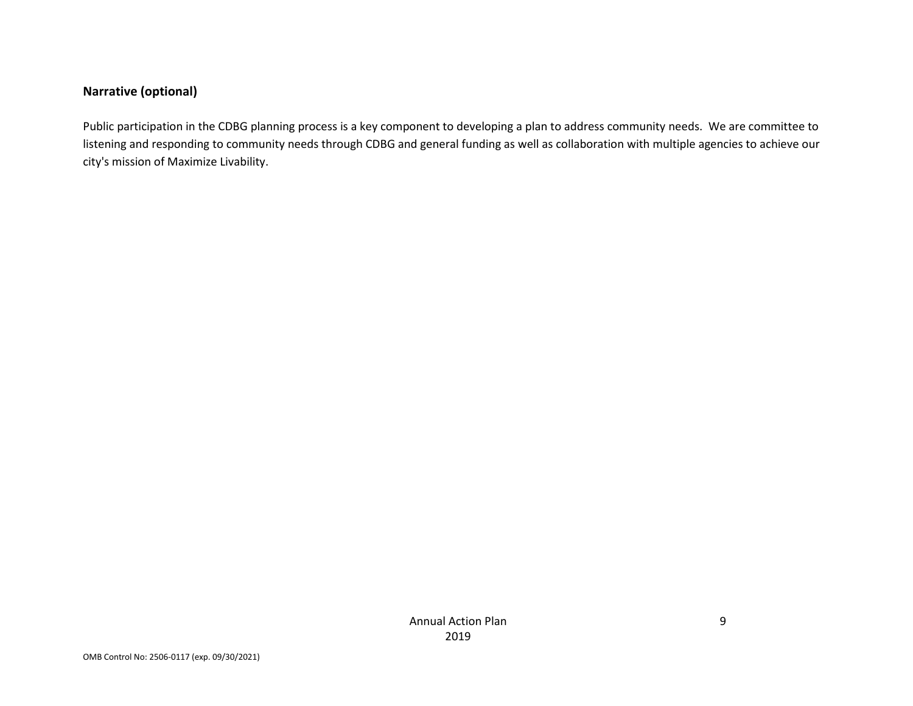### Narrative (optional)

Public participation in the CDBG planning process is a key component to developing a plan to address community needs. We are committee to listening and responding to community needs through CDBG and general funding as well as collaboration with multiple agencies to achieve our city's mission of Maximize Livability.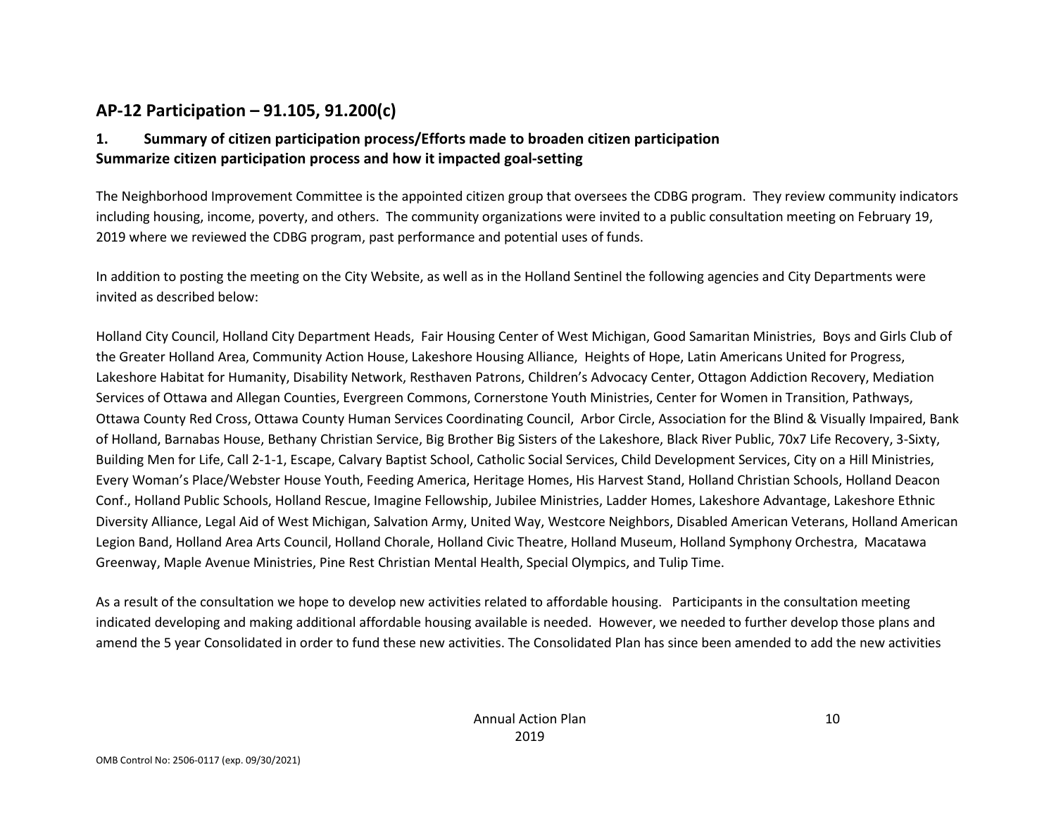## AP-12 Participation – 91.105, 91.200(c)

### 1. Summary of citizen participation process/Efforts made to broaden citizen participation Summarize citizen participation process and how it impacted goal-setting

The Neighborhood Improvement Committee is the appointed citizen group that oversees the CDBG program. They review community indicators including housing, income, poverty, and others. The community organizations were invited to a public consultation meeting on February 19, 2019 where we reviewed the CDBG program, past performance and potential uses of funds.

In addition to posting the meeting on the City Website, as well as in the Holland Sentinel the following agencies and City Departments were invited as described below:

Holland City Council, Holland City Department Heads, Fair Housing Center of West Michigan, Good Samaritan Ministries, Boys and Girls Club of the Greater Holland Area, Community Action House, Lakeshore Housing Alliance, Heights of Hope, Latin Americans United for Progress, Lakeshore Habitat for Humanity, Disability Network, Resthaven Patrons, Children's Advocacy Center, Ottagon Addiction Recovery, Mediation Services of Ottawa and Allegan Counties, Evergreen Commons, Cornerstone Youth Ministries, Center for Women in Transition, Pathways, Ottawa County Red Cross, Ottawa County Human Services Coordinating Council, Arbor Circle, Association for the Blind & Visually Impaired, Bank of Holland, Barnabas House, Bethany Christian Service, Big Brother Big Sisters of the Lakeshore, Black River Public, 70x7 Life Recovery, 3-Sixty, Building Men for Life, Call 2-1-1, Escape, Calvary Baptist School, Catholic Social Services, Child Development Services, City on a Hill Ministries, Every Woman's Place/Webster House Youth, Feeding America, Heritage Homes, His Harvest Stand, Holland Christian Schools, Holland Deacon Conf., Holland Public Schools, Holland Rescue, Imagine Fellowship, Jubilee Ministries, Ladder Homes, Lakeshore Advantage, Lakeshore Ethnic Diversity Alliance, Legal Aid of West Michigan, Salvation Army, United Way, Westcore Neighbors, Disabled American Veterans, Holland American Legion Band, Holland Area Arts Council, Holland Chorale, Holland Civic Theatre, Holland Museum, Holland Symphony Orchestra, Macatawa Greenway, Maple Avenue Ministries, Pine Rest Christian Mental Health, Special Olympics, and Tulip Time.

As a result of the consultation we hope to develop new activities related to affordable housing. Participants in the consultation meeting indicated developing and making additional affordable housing available is needed. However, we needed to further develop those plans and amend the 5 year Consolidated in order to fund these new activities. The Consolidated Plan has since been amended to add the new activities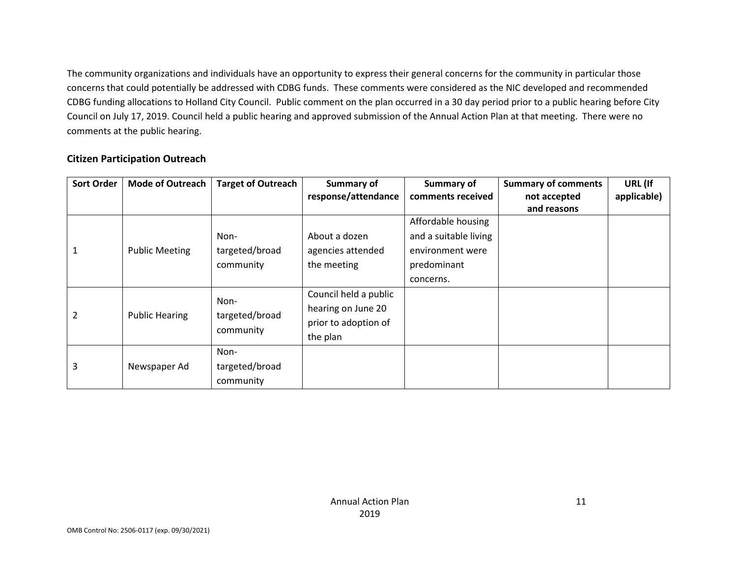The community organizations and individuals have an opportunity to express their general concerns for the community in particular those concerns that could potentially be addressed with CDBG funds. These comments were considered as the NIC developed and recommended CDBG funding allocations to Holland City Council. Public comment on the plan occurred in a 30 day period prior to a public hearing before City Council on July 17, 2019. Council held a public hearing and approved submission of the Annual Action Plan at that meeting. There were no comments at the public hearing.

## Citizen Participation Outreach

| Sort Order | Mode of Outreach | Target of Outreach | Summary of response/attendance | Summary of comments received | Summary of comments not accepted and reasons | URL (If applicable) |
|---|---|---|---|---|---|---|
| 1 | Public Meeting | Non-targeted/broad community | About a dozen agencies attended the meeting | Affordable housing and a suitable living environment were predominant concerns. | | |
| 2 | Public Hearing | Non-targeted/broad community | Council held a public hearing on June 20 prior to adoption of the plan | | | |
| 3 | Newspaper Ad | Non-targeted/broad community | | | | |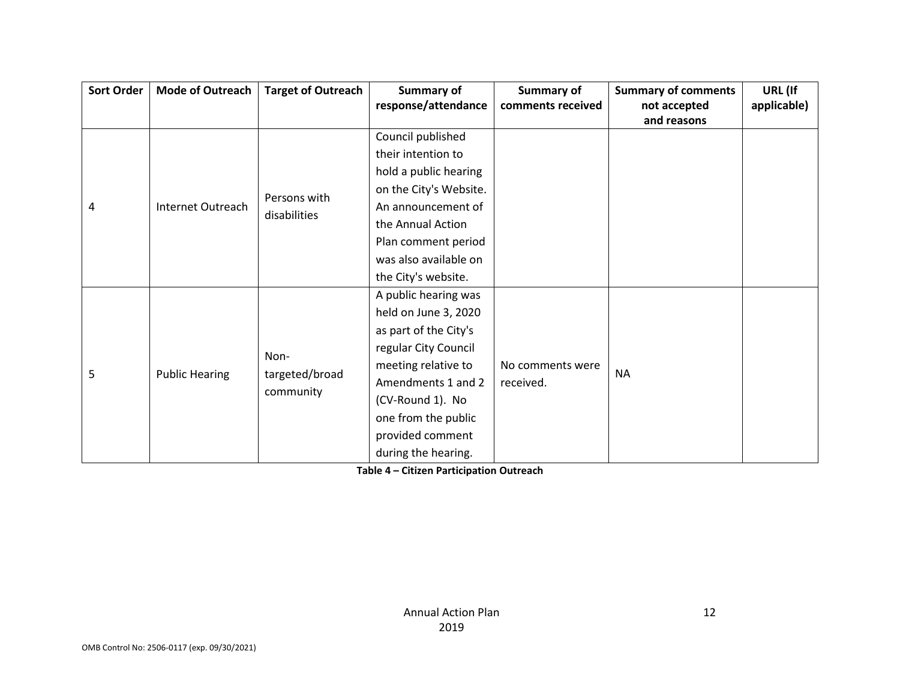| Sort Order | Mode of Outreach | Target of Outreach | Summary of response/attendance | Summary of comments received | Summary of comments not accepted and reasons | URL (If applicable) |
|---|---|---|---|---|---|---|
| 4 | Internet Outreach | Persons with disabilities | Council published their intention to hold a public hearing on the City's Website. An announcement of the Annual Action Plan comment period was also available on the City's website. | | | |
| 5 | Public Hearing | Non-targeted/broad community | A public hearing was held on June 3, 2020 as part of the City's regular City Council meeting relative to Amendments 1 and 2 (CV-Round 1). No one from the public provided comment during the hearing. | No comments were received. | NA | |

**Table 4 – Citizen Participation Outreach**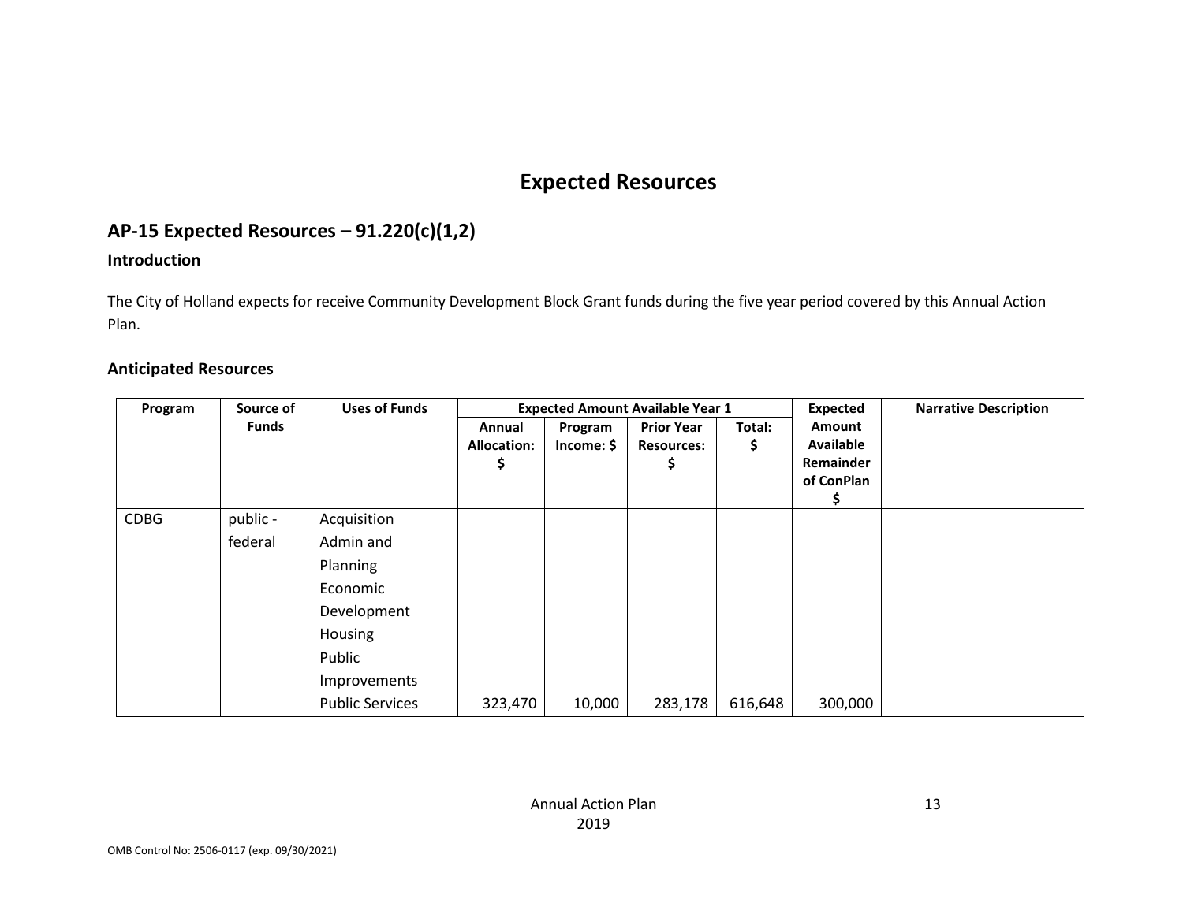# Expected Resources

## AP-15 Expected Resources – 91.220(c)(1,2)

### Introduction

The City of Holland expects for receive Community Development Block Grant funds during the five year period covered by this Annual Action Plan.

### Anticipated Resources

| Program | Source of Funds | Uses of Funds | Expected Amount Available Year 1 | | | | Expected Amount Available Remainder of ConPlan $ | Narrative Description |
|---|---|---|---|---|---|---|---|---|
| | | | Annual Allocation: $ | Program Income: $ | Prior Year Resources: $ | Total: $ | | |
| CDBG | public - federal | Acquisition<br>Admin and Planning<br>Economic Development<br>Housing<br>Public Improvements<br>Public Services | 323,470 | 10,000 | 283,178 | 616,648 | 300,000 | |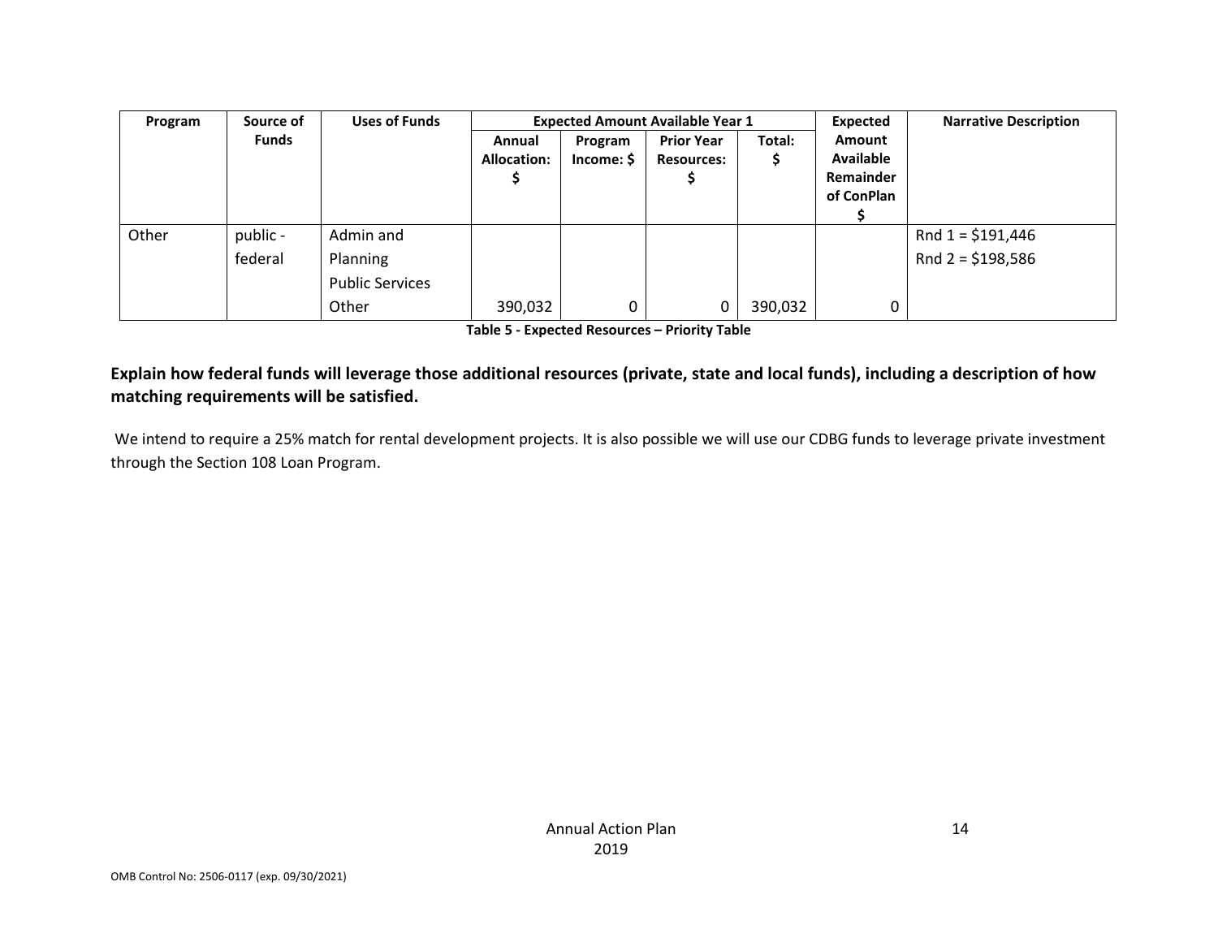| Program | Source of Funds | Uses of Funds | Expected Amount Available Year 1 | | | | Expected Amount Available Remainder of ConPlan $ | Narrative Description |
|---|---|---|---|---|---|---|---|---|
| | | | Annual Allocation: $ | Program Income: $ | Prior Year Resources: $ | Total: $ | | |
| Other | public - federal | Admin and Planning<br>Public Services<br>Other | 390,032 | 0 | 0 | 390,032 | 0 | Rnd 1 = $191,446<br>Rnd 2 = $198,586 |

**Table 5 - Expected Resources – Priority Table**

**Explain how federal funds will leverage those additional resources (private, state and local funds), including a description of how matching requirements will be satisfied.**

We intend to require a 25% match for rental development projects. It is also possible we will use our CDBG funds to leverage private investment through the Section 108 Loan Program.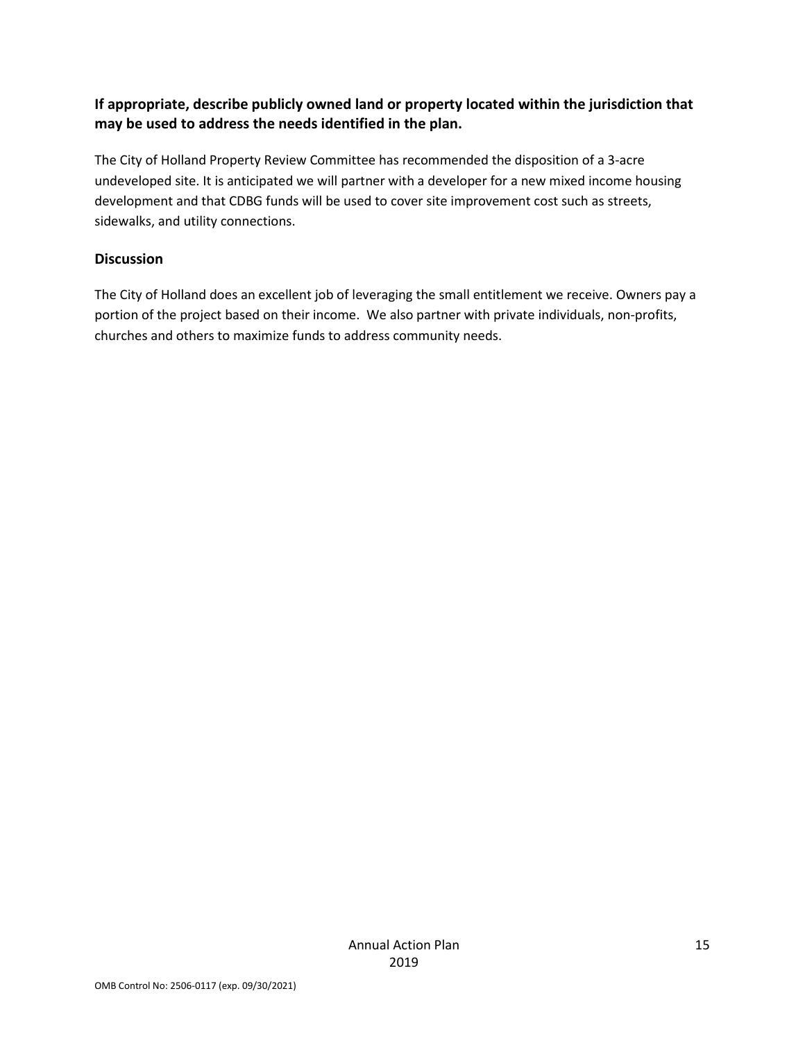**If appropriate, describe publicly owned land or property located within the jurisdiction that may be used to address the needs identified in the plan.**

The City of Holland Property Review Committee has recommended the disposition of a 3-acre undeveloped site. It is anticipated we will partner with a developer for a new mixed income housing development and that CDBG funds will be used to cover site improvement cost such as streets, sidewalks, and utility connections.

## Discussion

The City of Holland does an excellent job of leveraging the small entitlement we receive. Owners pay a portion of the project based on their income. We also partner with private individuals, non-profits, churches and others to maximize funds to address community needs.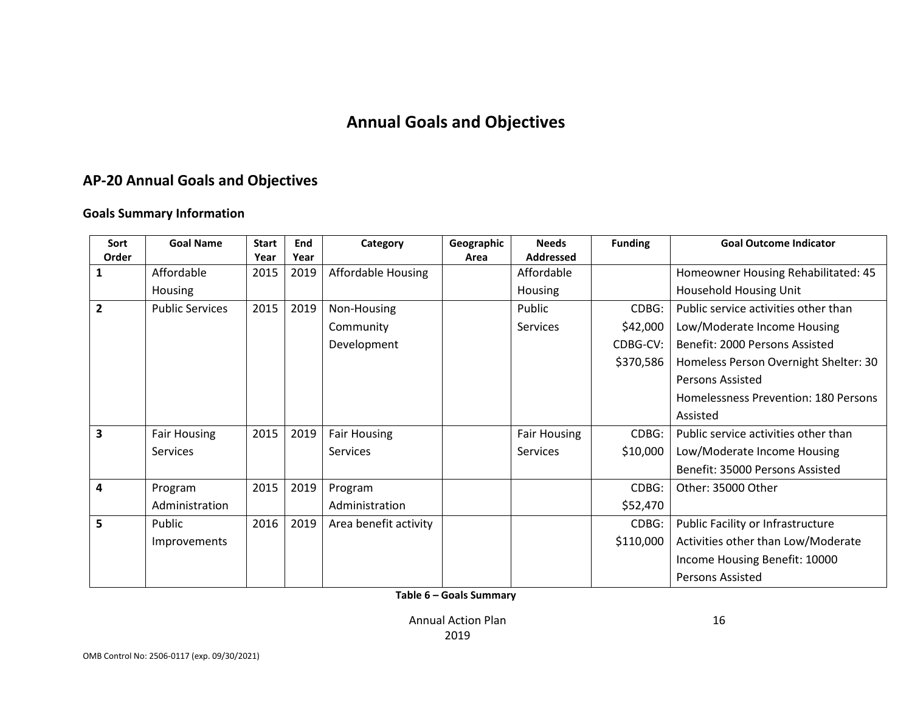# Annual Goals and Objectives

## AP-20 Annual Goals and Objectives

### Goals Summary Information

| Sort Order | Goal Name | Start Year | End Year | Category | Geographic Area | Needs Addressed | Funding | Goal Outcome Indicator |
|---|---|---|---|---|---|---|---|---|
| 1 | Affordable Housing | 2015 | 2019 | Affordable Housing | | Affordable Housing | | Homeowner Housing Rehabilitated: 45 Household Housing Unit |
| 2 | Public Services | 2015 | 2019 | Non-Housing Community Development | | Public Services | CDBG: $42,000 CDBG-CV: $370,586 | Public service activities other than Low/Moderate Income Housing Benefit: 2000 Persons Assisted Homeless Person Overnight Shelter: 30 Persons Assisted Homelessness Prevention: 180 Persons Assisted |
| 3 | Fair Housing Services | 2015 | 2019 | Fair Housing Services | | Fair Housing Services | CDBG: $10,000 | Public service activities other than Low/Moderate Income Housing Benefit: 35000 Persons Assisted |
| 4 | Program Administration | 2015 | 2019 | Program Administration | | | CDBG: $52,470 | Other: 35000 Other |
| 5 | Public Improvements | 2016 | 2019 | Area benefit activity | | | CDBG: $110,000 | Public Facility or Infrastructure Activities other than Low/Moderate Income Housing Benefit: 10000 Persons Assisted |

**Table 6 – Goals Summary**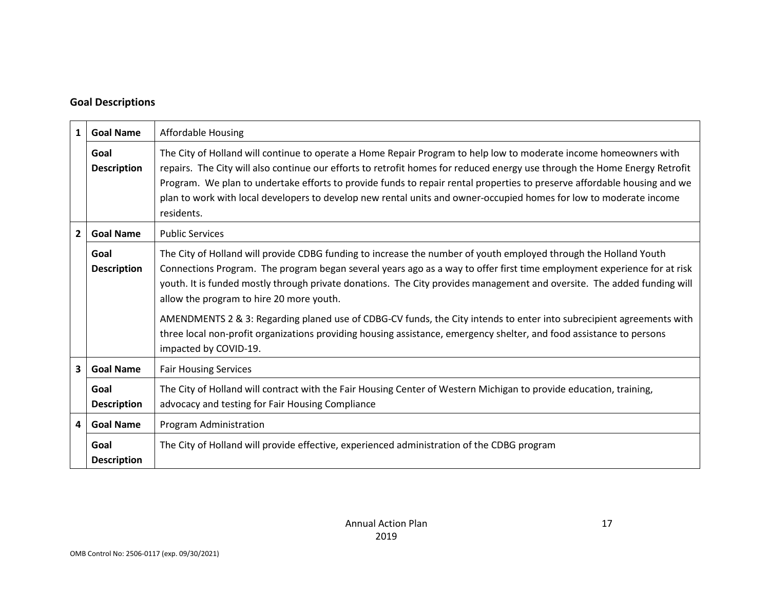**Goal Descriptions**

| | | |
|---|---|---|
| 1 | **Goal Name** | Affordable Housing |
| | **Goal Description** | The City of Holland will continue to operate a Home Repair Program to help low to moderate income homeowners with repairs. The City will also continue our efforts to retrofit homes for reduced energy use through the Home Energy Retrofit Program. We plan to undertake efforts to provide funds to repair rental properties to preserve affordable housing and we plan to work with local developers to develop new rental units and owner-occupied homes for low to moderate income residents. |
| 2 | **Goal Name** | Public Services |
| | **Goal Description** | The City of Holland will provide CDBG funding to increase the number of youth employed through the Holland Youth Connections Program. The program began several years ago as a way to offer first time employment experience for at risk youth. It is funded mostly through private donations. The City provides management and oversite. The added funding will allow the program to hire 20 more youth.<br><br>AMENDMENTS 2 & 3: Regarding planed use of CDBG-CV funds, the City intends to enter into subrecipient agreements with three local non-profit organizations providing housing assistance, emergency shelter, and food assistance to persons impacted by COVID-19. |
| 3 | **Goal Name** | Fair Housing Services |
| | **Goal Description** | The City of Holland will contract with the Fair Housing Center of Western Michigan to provide education, training, advocacy and testing for Fair Housing Compliance |
| 4 | **Goal Name** | Program Administration |
| | **Goal Description** | The City of Holland will provide effective, experienced administration of the CDBG program |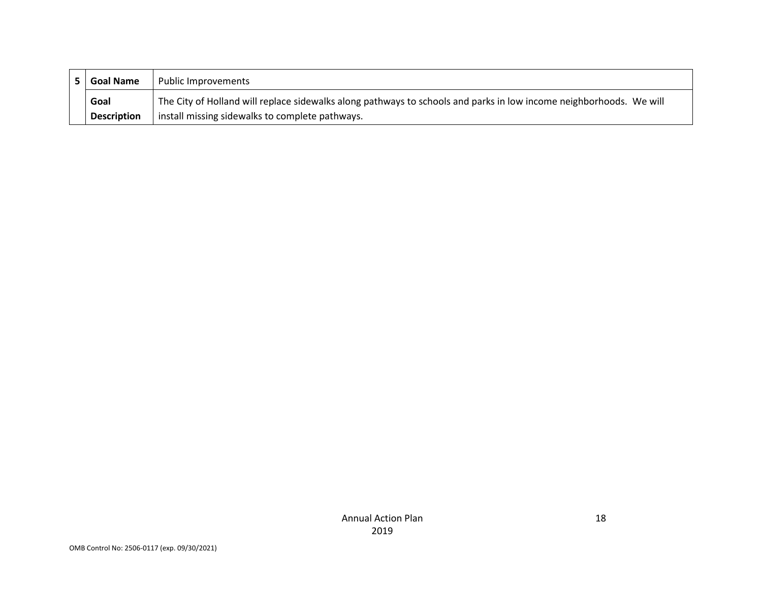| | | |
|---|---|---|
| 5 | **Goal Name** | Public Improvements |
| | **Goal Description** | The City of Holland will replace sidewalks along pathways to schools and parks in low income neighborhoods. We will install missing sidewalks to complete pathways. |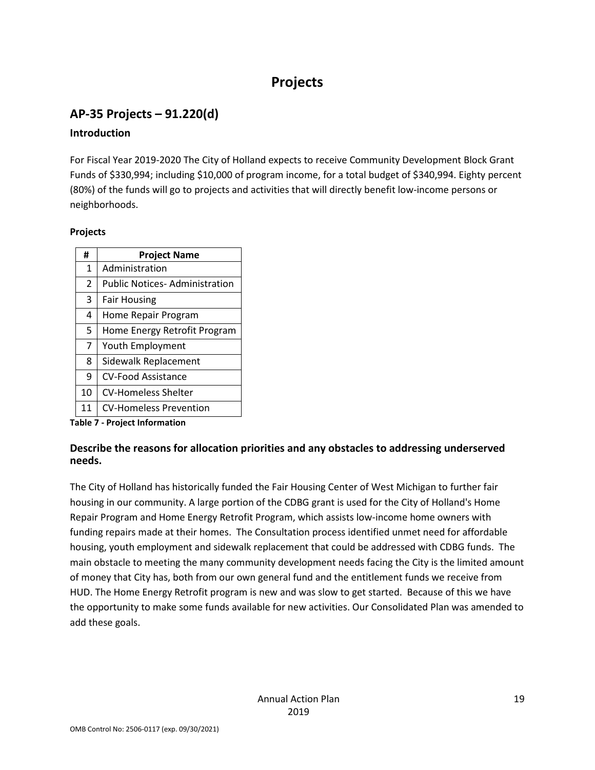# Projects

## AP-35 Projects – 91.220(d)

### Introduction

For Fiscal Year 2019-2020 The City of Holland expects to receive Community Development Block Grant Funds of $330,994; including $10,000 of program income, for a total budget of $340,994. Eighty percent (80%) of the funds will go to projects and activities that will directly benefit low-income persons or neighborhoods.

**Projects**

| # | Project Name |
|---|---|
| 1 | Administration |
| 2 | Public Notices- Administration |
| 3 | Fair Housing |
| 4 | Home Repair Program |
| 5 | Home Energy Retrofit Program |
| 7 | Youth Employment |
| 8 | Sidewalk Replacement |
| 9 | CV-Food Assistance |
| 10 | CV-Homeless Shelter |
| 11 | CV-Homeless Prevention |

**Table 7 - Project Information**

### Describe the reasons for allocation priorities and any obstacles to addressing underserved needs.

The City of Holland has historically funded the Fair Housing Center of West Michigan to further fair housing in our community. A large portion of the CDBG grant is used for the City of Holland's Home Repair Program and Home Energy Retrofit Program, which assists low-income home owners with funding repairs made at their homes. The Consultation process identified unmet need for affordable housing, youth employment and sidewalk replacement that could be addressed with CDBG funds. The main obstacle to meeting the many community development needs facing the City is the limited amount of money that City has, both from our own general fund and the entitlement funds we receive from HUD. The Home Energy Retrofit program is new and was slow to get started. Because of this we have the opportunity to make some funds available for new activities. Our Consolidated Plan was amended to add these goals.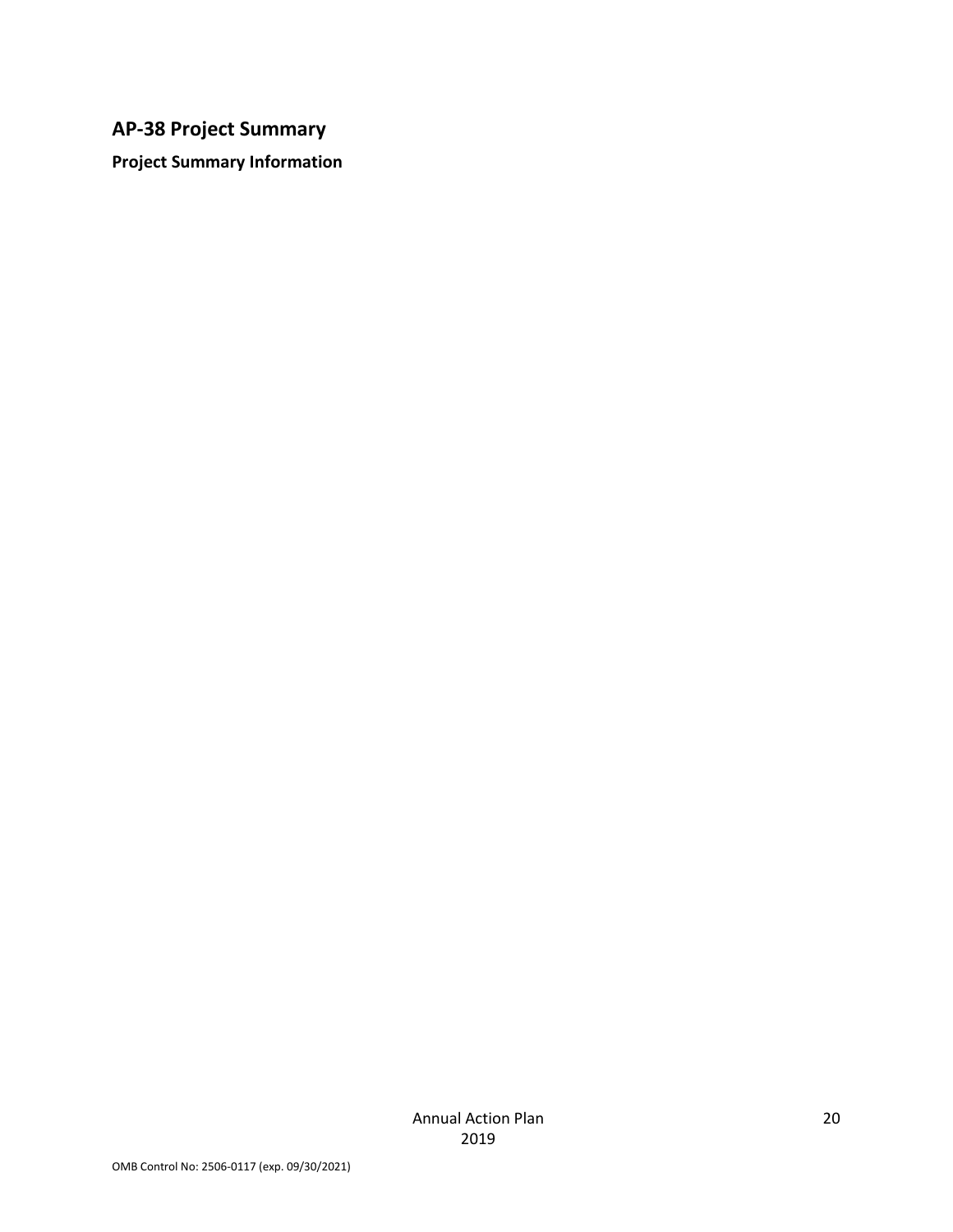## AP-38 Project Summary

### Project Summary Information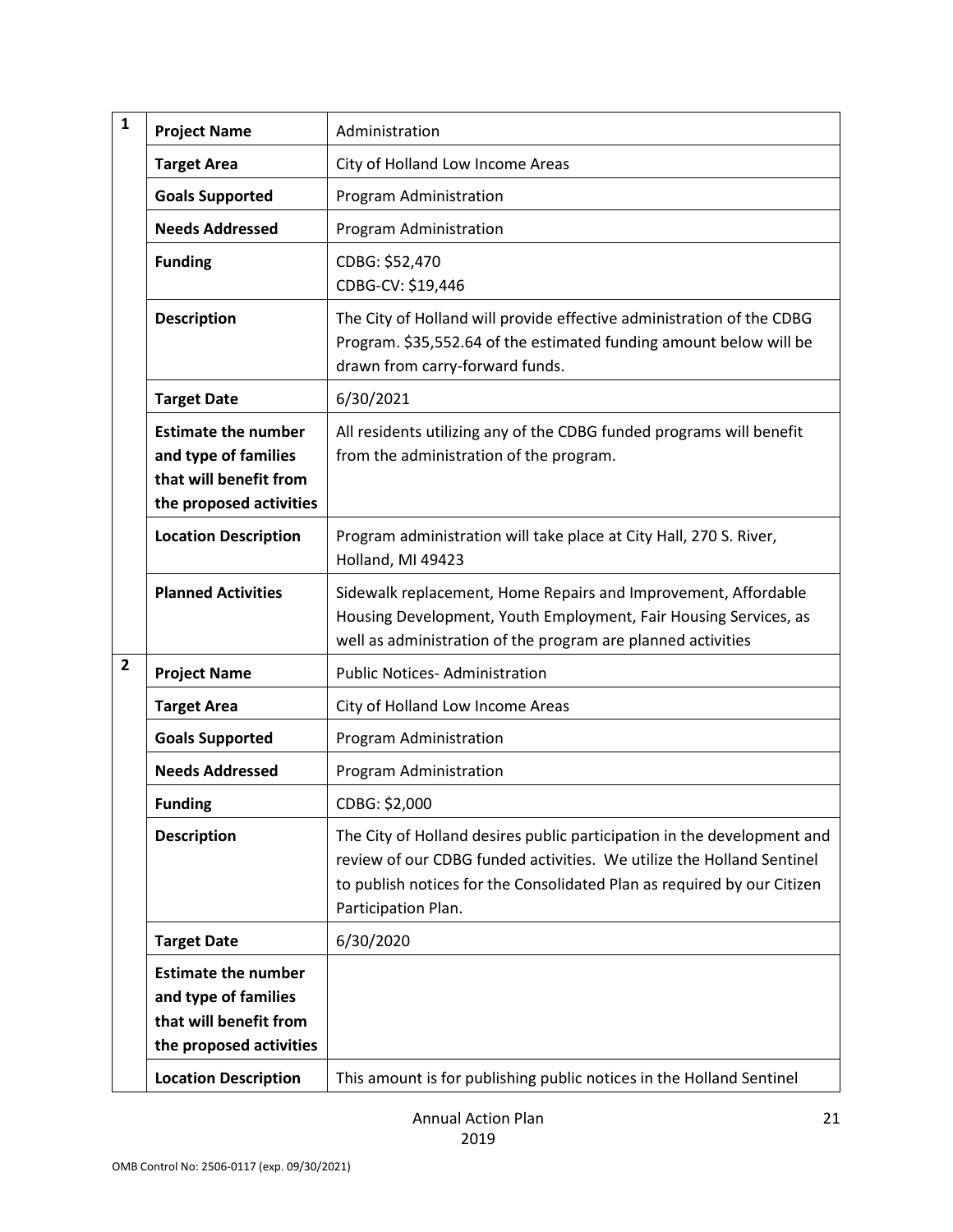| | | |
|---|---|---|
| **1** | **Project Name** | Administration |
| | **Target Area** | City of Holland Low Income Areas |
| | **Goals Supported** | Program Administration |
| | **Needs Addressed** | Program Administration |
| | **Funding** | CDBG: $52,470<br>CDBG-CV: $19,446 |
| | **Description** | The City of Holland will provide effective administration of the CDBG Program. $35,552.64 of the estimated funding amount below will be drawn from carry-forward funds. |
| | **Target Date** | 6/30/2021 |
| | **Estimate the number and type of families that will benefit from the proposed activities** | All residents utilizing any of the CDBG funded programs will benefit from the administration of the program. |
| | **Location Description** | Program administration will take place at City Hall, 270 S. River, Holland, MI 49423 |
| | **Planned Activities** | Sidewalk replacement, Home Repairs and Improvement, Affordable Housing Development, Youth Employment, Fair Housing Services, as well as administration of the program are planned activities |
| **2** | **Project Name** | Public Notices- Administration |
| | **Target Area** | City of Holland Low Income Areas |
| | **Goals Supported** | Program Administration |
| | **Needs Addressed** | Program Administration |
| | **Funding** | CDBG: $2,000 |
| | **Description** | The City of Holland desires public participation in the development and review of our CDBG funded activities. We utilize the Holland Sentinel to publish notices for the Consolidated Plan as required by our Citizen Participation Plan. |
| | **Target Date** | 6/30/2020 |
| | **Estimate the number and type of families that will benefit from the proposed activities** | |
| | **Location Description** | This amount is for publishing public notices in the Holland Sentinel |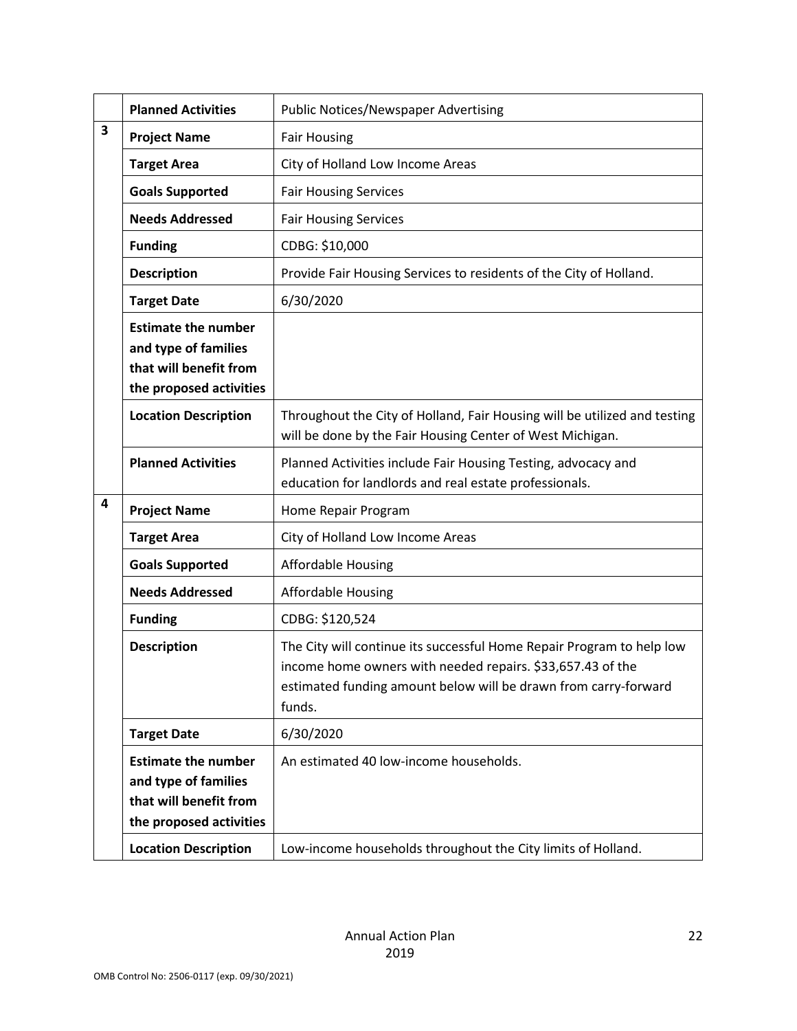| | | |
|---|---|---|
| | **Planned Activities** | Public Notices/Newspaper Advertising |
| **3** | **Project Name** | Fair Housing |
| | **Target Area** | City of Holland Low Income Areas |
| | **Goals Supported** | Fair Housing Services |
| | **Needs Addressed** | Fair Housing Services |
| | **Funding** | CDBG: $10,000 |
| | **Description** | Provide Fair Housing Services to residents of the City of Holland. |
| | **Target Date** | 6/30/2020 |
| | **Estimate the number and type of families that will benefit from the proposed activities** | |
| | **Location Description** | Throughout the City of Holland, Fair Housing will be utilized and testing will be done by the Fair Housing Center of West Michigan. |
| | **Planned Activities** | Planned Activities include Fair Housing Testing, advocacy and education for landlords and real estate professionals. |
| **4** | **Project Name** | Home Repair Program |
| | **Target Area** | City of Holland Low Income Areas |
| | **Goals Supported** | Affordable Housing |
| | **Needs Addressed** | Affordable Housing |
| | **Funding** | CDBG: $120,524 |
| | **Description** | The City will continue its successful Home Repair Program to help low income home owners with needed repairs. $33,657.43 of the estimated funding amount below will be drawn from carry-forward funds. |
| | **Target Date** | 6/30/2020 |
| | **Estimate the number and type of families that will benefit from the proposed activities** | An estimated 40 low-income households. |
| | **Location Description** | Low-income households throughout the City limits of Holland. |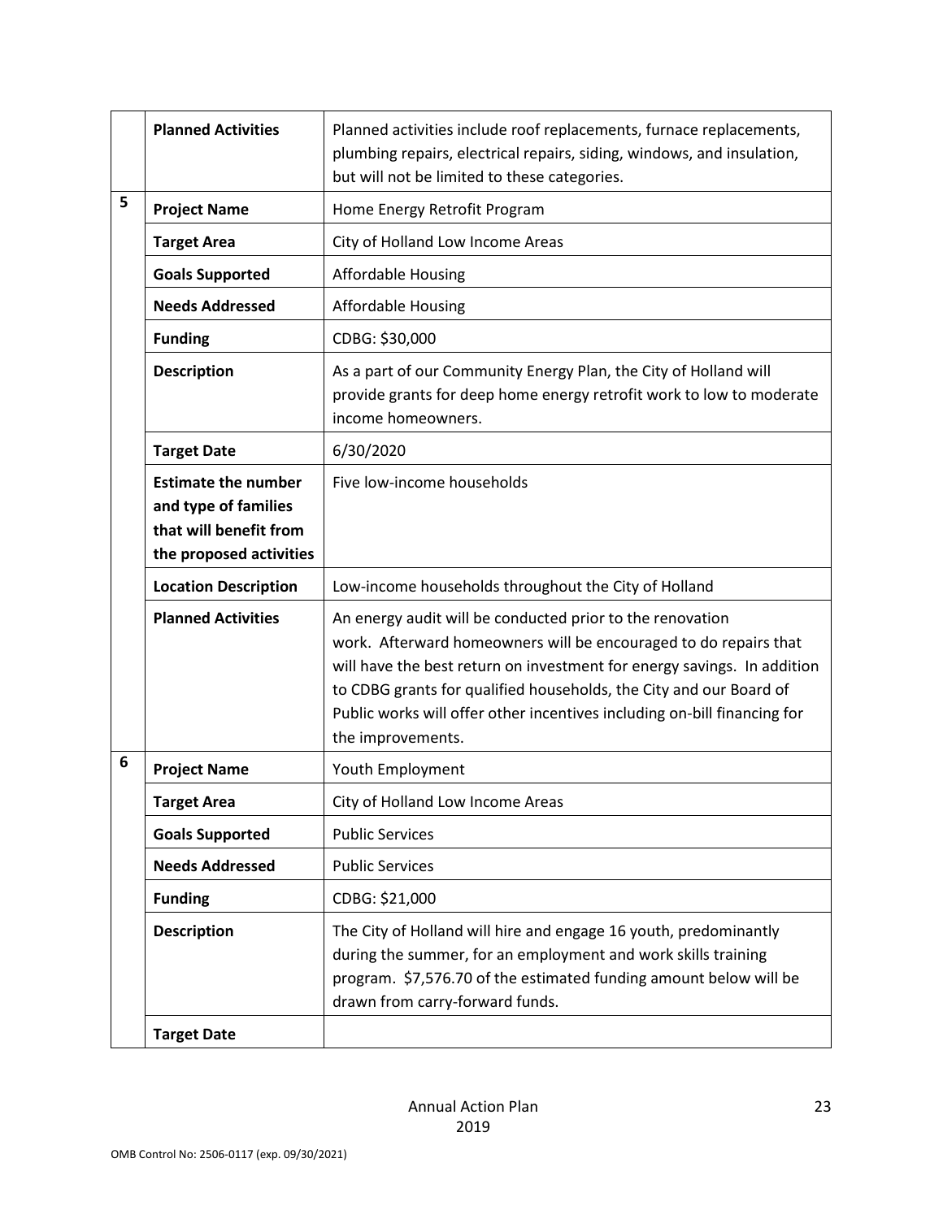| | | |
|---|---|---|
| | **Planned Activities** | Planned activities include roof replacements, furnace replacements, plumbing repairs, electrical repairs, siding, windows, and insulation, but will not be limited to these categories. |
| 5 | **Project Name** | Home Energy Retrofit Program |
| | **Target Area** | City of Holland Low Income Areas |
| | **Goals Supported** | Affordable Housing |
| | **Needs Addressed** | Affordable Housing |
| | **Funding** | CDBG: $30,000 |
| | **Description** | As a part of our Community Energy Plan, the City of Holland will provide grants for deep home energy retrofit work to low to moderate income homeowners. |
| | **Target Date** | 6/30/2020 |
| | **Estimate the number and type of families that will benefit from the proposed activities** | Five low-income households |
| | **Location Description** | Low-income households throughout the City of Holland |
| | **Planned Activities** | An energy audit will be conducted prior to the renovation work. Afterward homeowners will be encouraged to do repairs that will have the best return on investment for energy savings. In addition to CDBG grants for qualified households, the City and our Board of Public works will offer other incentives including on-bill financing for the improvements. |
| 6 | **Project Name** | Youth Employment |
| | **Target Area** | City of Holland Low Income Areas |
| | **Goals Supported** | Public Services |
| | **Needs Addressed** | Public Services |
| | **Funding** | CDBG: $21,000 |
| | **Description** | The City of Holland will hire and engage 16 youth, predominantly during the summer, for an employment and work skills training program. $7,576.70 of the estimated funding amount below will be drawn from carry-forward funds. |
| | **Target Date** | |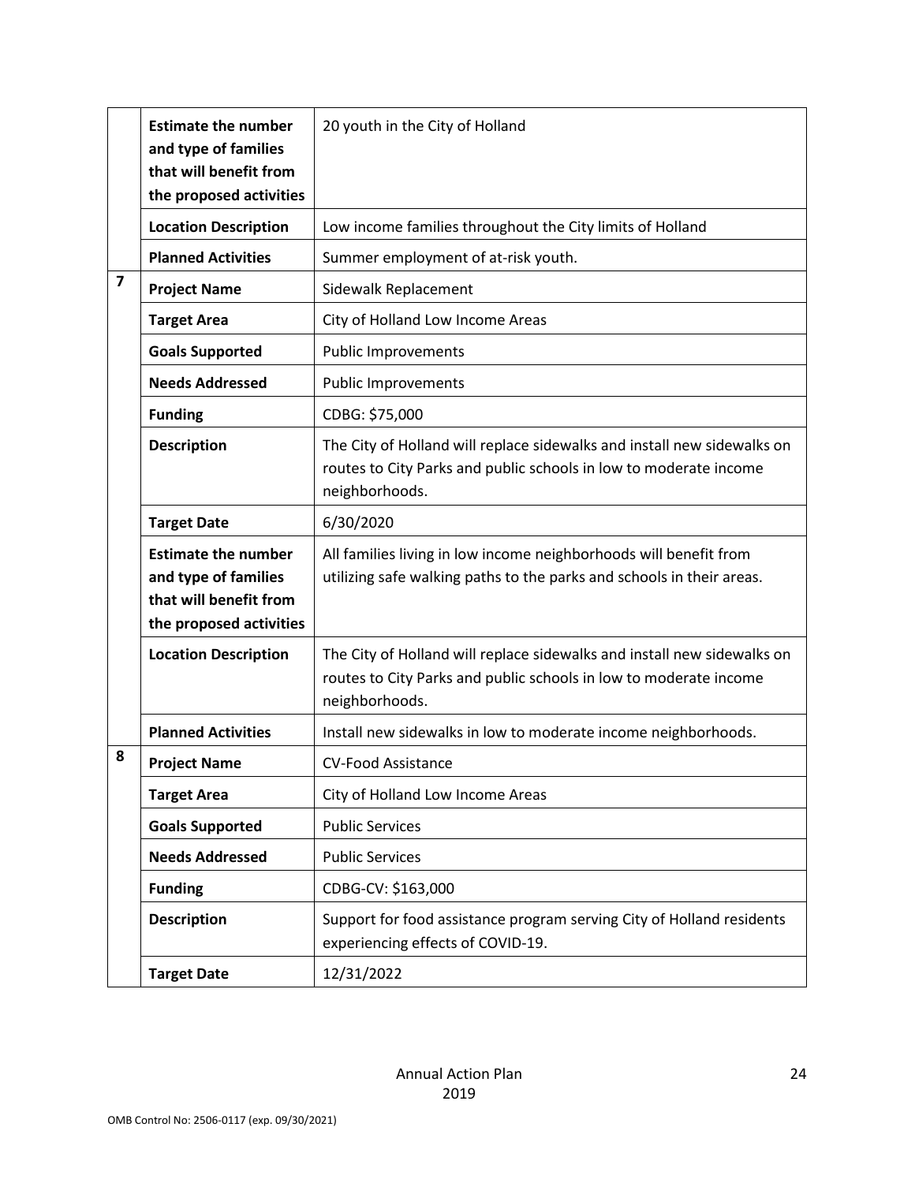| | | |
|---|---|---|
| | **Estimate the number and type of families that will benefit from the proposed activities** | 20 youth in the City of Holland |
| | **Location Description** | Low income families throughout the City limits of Holland |
| | **Planned Activities** | Summer employment of at-risk youth. |
| **7** | **Project Name** | Sidewalk Replacement |
| | **Target Area** | City of Holland Low Income Areas |
| | **Goals Supported** | Public Improvements |
| | **Needs Addressed** | Public Improvements |
| | **Funding** | CDBG: $75,000 |
| | **Description** | The City of Holland will replace sidewalks and install new sidewalks on routes to City Parks and public schools in low to moderate income neighborhoods. |
| | **Target Date** | 6/30/2020 |
| | **Estimate the number and type of families that will benefit from the proposed activities** | All families living in low income neighborhoods will benefit from utilizing safe walking paths to the parks and schools in their areas. |
| | **Location Description** | The City of Holland will replace sidewalks and install new sidewalks on routes to City Parks and public schools in low to moderate income neighborhoods. |
| | **Planned Activities** | Install new sidewalks in low to moderate income neighborhoods. |
| **8** | **Project Name** | CV-Food Assistance |
| | **Target Area** | City of Holland Low Income Areas |
| | **Goals Supported** | Public Services |
| | **Needs Addressed** | Public Services |
| | **Funding** | CDBG-CV: $163,000 |
| | **Description** | Support for food assistance program serving City of Holland residents experiencing effects of COVID-19. |
| | **Target Date** | 12/31/2022 |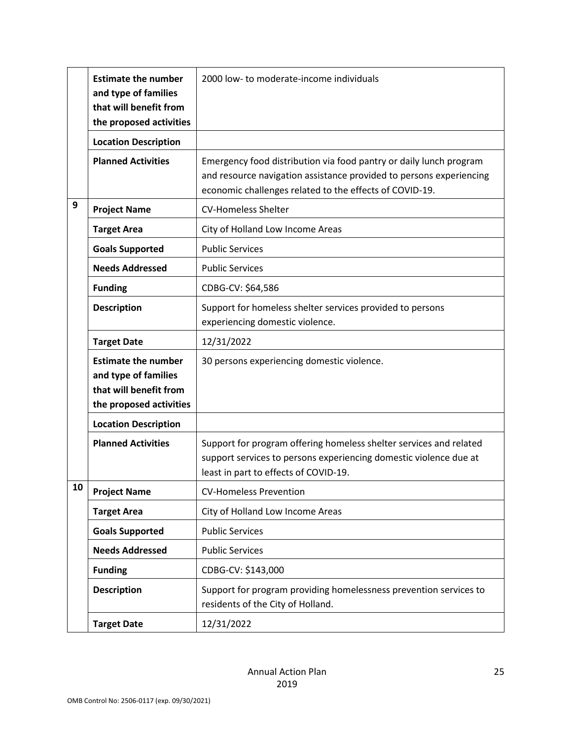| | | |
|---|---|---|
| | **Estimate the number and type of families that will benefit from the proposed activities** | 2000 low- to moderate-income individuals |
| | **Location Description** | |
| | **Planned Activities** | Emergency food distribution via food pantry or daily lunch program and resource navigation assistance provided to persons experiencing economic challenges related to the effects of COVID-19. |
| 9 | **Project Name** | CV-Homeless Shelter |
| | **Target Area** | City of Holland Low Income Areas |
| | **Goals Supported** | Public Services |
| | **Needs Addressed** | Public Services |
| | **Funding** | CDBG-CV: $64,586 |
| | **Description** | Support for homeless shelter services provided to persons experiencing domestic violence. |
| | **Target Date** | 12/31/2022 |
| | **Estimate the number and type of families that will benefit from the proposed activities** | 30 persons experiencing domestic violence. |
| | **Location Description** | |
| | **Planned Activities** | Support for program offering homeless shelter services and related support services to persons experiencing domestic violence due at least in part to effects of COVID-19. |
| 10 | **Project Name** | CV-Homeless Prevention |
| | **Target Area** | City of Holland Low Income Areas |
| | **Goals Supported** | Public Services |
| | **Needs Addressed** | Public Services |
| | **Funding** | CDBG-CV: $143,000 |
| | **Description** | Support for program providing homelessness prevention services to residents of the City of Holland. |
| | **Target Date** | 12/31/2022 |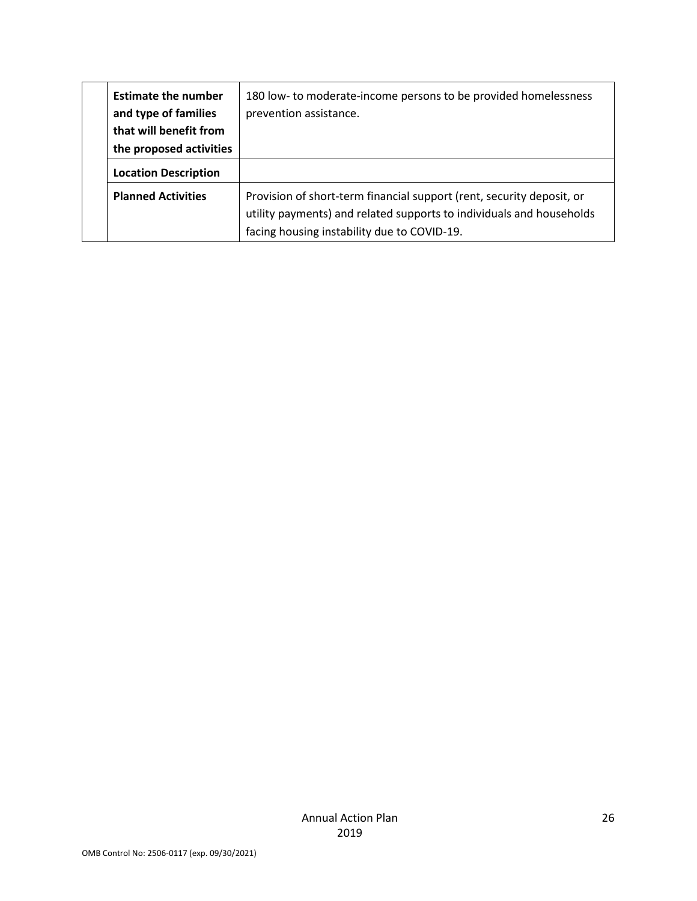| | | |
|---|---|---|
| | **Estimate the number and type of families that will benefit from the proposed activities** | 180 low- to moderate-income persons to be provided homelessness prevention assistance. |
| | **Location Description** | |
| | **Planned Activities** | Provision of short-term financial support (rent, security deposit, or utility payments) and related supports to individuals and households facing housing instability due to COVID-19. |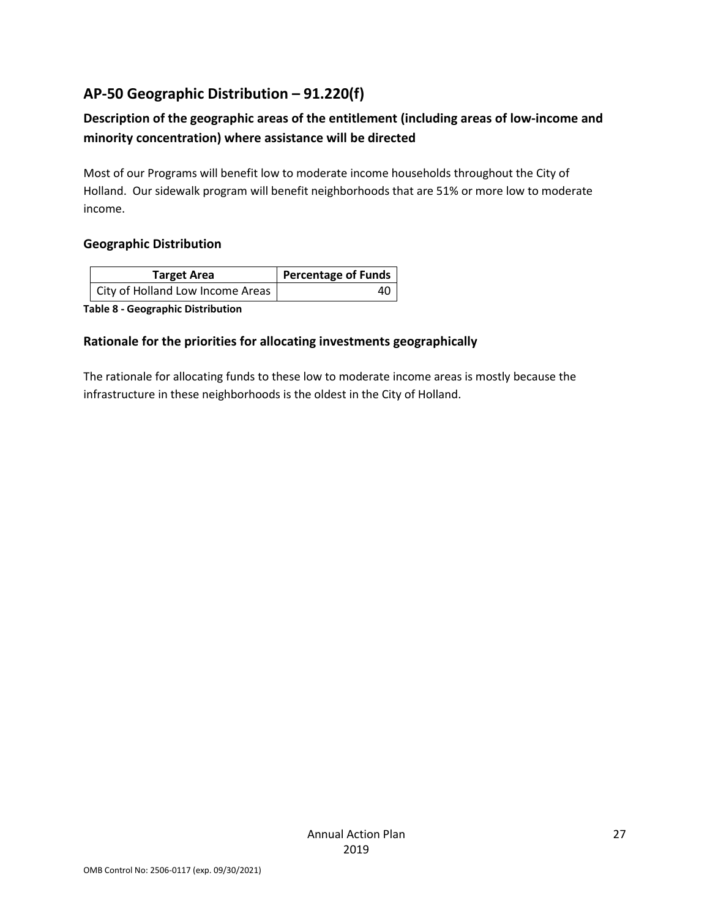## AP-50 Geographic Distribution – 91.220(f)

### Description of the geographic areas of the entitlement (including areas of low-income and minority concentration) where assistance will be directed

Most of our Programs will benefit low to moderate income households throughout the City of Holland. Our sidewalk program will benefit neighborhoods that are 51% or more low to moderate income.

### Geographic Distribution

| Target Area | Percentage of Funds |
| --- | --- |
| City of Holland Low Income Areas | 40 |

**Table 8 - Geographic Distribution**

### Rationale for the priorities for allocating investments geographically

The rationale for allocating funds to these low to moderate income areas is mostly because the infrastructure in these neighborhoods is the oldest in the City of Holland.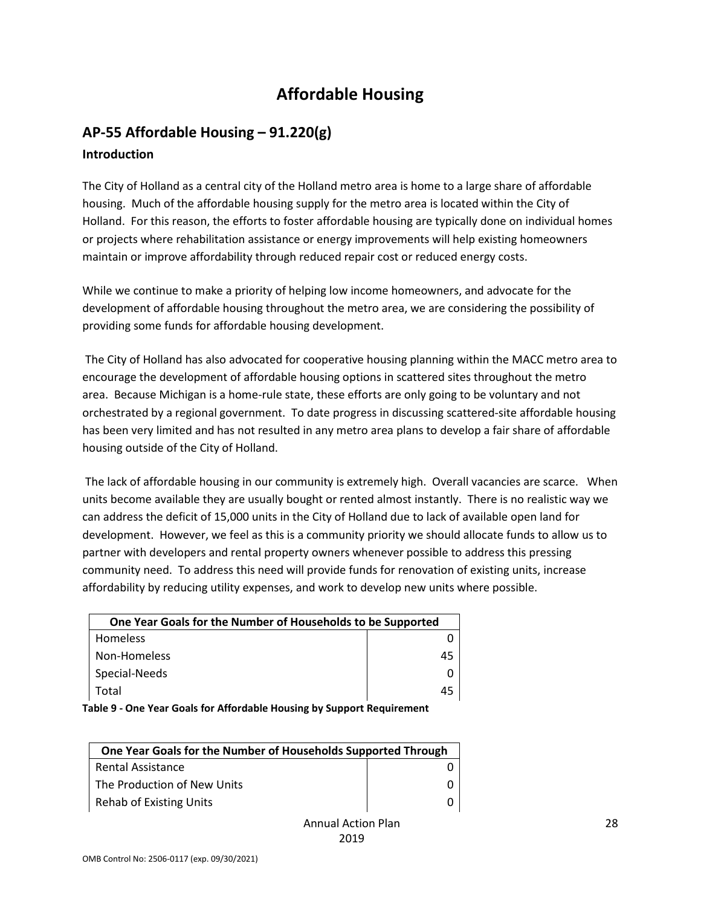# Affordable Housing

## AP-55 Affordable Housing – 91.220(g)

### Introduction

The City of Holland as a central city of the Holland metro area is home to a large share of affordable housing. Much of the affordable housing supply for the metro area is located within the City of Holland. For this reason, the efforts to foster affordable housing are typically done on individual homes or projects where rehabilitation assistance or energy improvements will help existing homeowners maintain or improve affordability through reduced repair cost or reduced energy costs.

While we continue to make a priority of helping low income homeowners, and advocate for the development of affordable housing throughout the metro area, we are considering the possibility of providing some funds for affordable housing development.

The City of Holland has also advocated for cooperative housing planning within the MACC metro area to encourage the development of affordable housing options in scattered sites throughout the metro area. Because Michigan is a home-rule state, these efforts are only going to be voluntary and not orchestrated by a regional government. To date progress in discussing scattered-site affordable housing has been very limited and has not resulted in any metro area plans to develop a fair share of affordable housing outside of the City of Holland.

The lack of affordable housing in our community is extremely high. Overall vacancies are scarce. When units become available they are usually bought or rented almost instantly. There is no realistic way we can address the deficit of 15,000 units in the City of Holland due to lack of available open land for development. However, we feel as this is a community priority we should allocate funds to allow us to partner with developers and rental property owners whenever possible to address this pressing community need. To address this need will provide funds for renovation of existing units, increase affordability by reducing utility expenses, and work to develop new units where possible.

| One Year Goals for the Number of Households to be Supported | |
|---|---|
| Homeless | 0 |
| Non-Homeless | 45 |
| Special-Needs | 0 |
| Total | 45 |

**Table 9 - One Year Goals for Affordable Housing by Support Requirement**

| One Year Goals for the Number of Households Supported Through | |
|---|---|
| Rental Assistance | 0 |
| The Production of New Units | 0 |
| Rehab of Existing Units | 0 |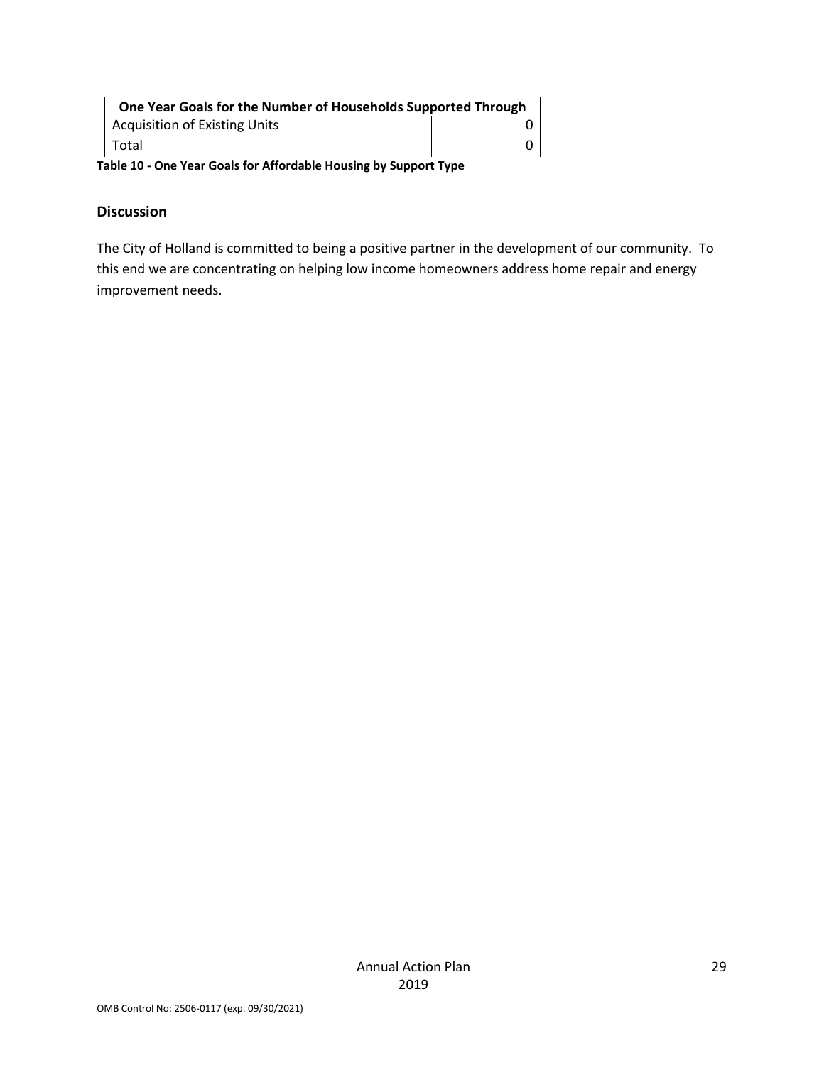| One Year Goals for the Number of Households Supported Through | |
|---|---|
| Acquisition of Existing Units | 0 |
| Total | 0 |

**Table 10 - One Year Goals for Affordable Housing by Support Type**

## Discussion

The City of Holland is committed to being a positive partner in the development of our community. To this end we are concentrating on helping low income homeowners address home repair and energy improvement needs.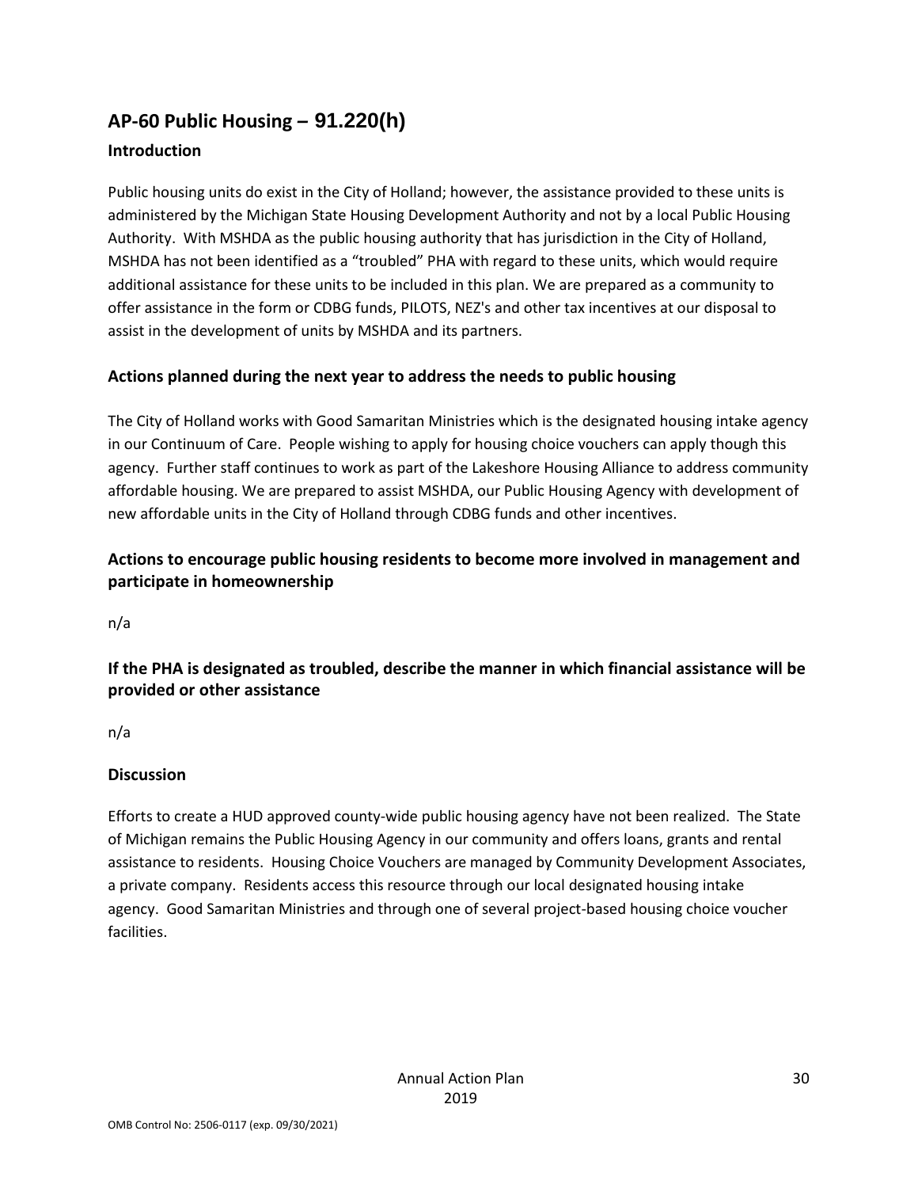# AP-60 Public Housing – 91.220(h)

### Introduction

Public housing units do exist in the City of Holland; however, the assistance provided to these units is administered by the Michigan State Housing Development Authority and not by a local Public Housing Authority. With MSHDA as the public housing authority that has jurisdiction in the City of Holland, MSHDA has not been identified as a "troubled" PHA with regard to these units, which would require additional assistance for these units to be included in this plan. We are prepared as a community to offer assistance in the form or CDBG funds, PILOTS, NEZ's and other tax incentives at our disposal to assist in the development of units by MSHDA and its partners.

### Actions planned during the next year to address the needs to public housing

The City of Holland works with Good Samaritan Ministries which is the designated housing intake agency in our Continuum of Care. People wishing to apply for housing choice vouchers can apply though this agency. Further staff continues to work as part of the Lakeshore Housing Alliance to address community affordable housing. We are prepared to assist MSHDA, our Public Housing Agency with development of new affordable units in the City of Holland through CDBG funds and other incentives.

### Actions to encourage public housing residents to become more involved in management and participate in homeownership

n/a

### If the PHA is designated as troubled, describe the manner in which financial assistance will be provided or other assistance

n/a

### Discussion

Efforts to create a HUD approved county-wide public housing agency have not been realized. The State of Michigan remains the Public Housing Agency in our community and offers loans, grants and rental assistance to residents. Housing Choice Vouchers are managed by Community Development Associates, a private company. Residents access this resource through our local designated housing intake agency. Good Samaritan Ministries and through one of several project-based housing choice voucher facilities.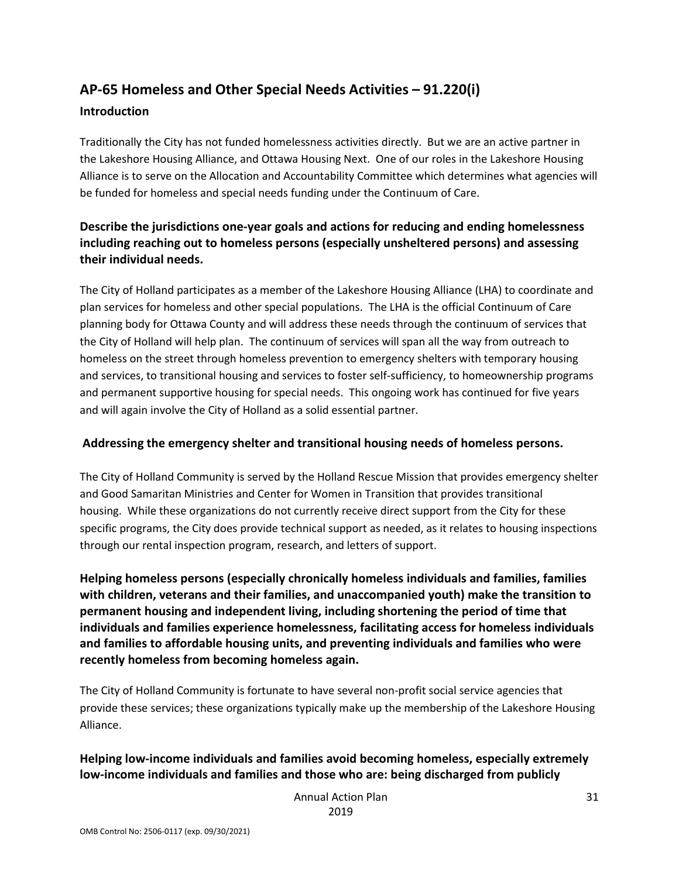## AP-65 Homeless and Other Special Needs Activities – 91.220(i)

### Introduction

Traditionally the City has not funded homelessness activities directly. But we are an active partner in the Lakeshore Housing Alliance, and Ottawa Housing Next. One of our roles in the Lakeshore Housing Alliance is to serve on the Allocation and Accountability Committee which determines what agencies will be funded for homeless and special needs funding under the Continuum of Care.

### Describe the jurisdictions one-year goals and actions for reducing and ending homelessness including reaching out to homeless persons (especially unsheltered persons) and assessing their individual needs.

The City of Holland participates as a member of the Lakeshore Housing Alliance (LHA) to coordinate and plan services for homeless and other special populations. The LHA is the official Continuum of Care planning body for Ottawa County and will address these needs through the continuum of services that the City of Holland will help plan. The continuum of services will span all the way from outreach to homeless on the street through homeless prevention to emergency shelters with temporary housing and services, to transitional housing and services to foster self-sufficiency, to homeownership programs and permanent supportive housing for special needs. This ongoing work has continued for five years and will again involve the City of Holland as a solid essential partner.

### Addressing the emergency shelter and transitional housing needs of homeless persons.

The City of Holland Community is served by the Holland Rescue Mission that provides emergency shelter and Good Samaritan Ministries and Center for Women in Transition that provides transitional housing. While these organizations do not currently receive direct support from the City for these specific programs, the City does provide technical support as needed, as it relates to housing inspections through our rental inspection program, research, and letters of support.

### Helping homeless persons (especially chronically homeless individuals and families, families with children, veterans and their families, and unaccompanied youth) make the transition to permanent housing and independent living, including shortening the period of time that individuals and families experience homelessness, facilitating access for homeless individuals and families to affordable housing units, and preventing individuals and families who were recently homeless from becoming homeless again.

The City of Holland Community is fortunate to have several non-profit social service agencies that provide these services; these organizations typically make up the membership of the Lakeshore Housing Alliance.

### Helping low-income individuals and families avoid becoming homeless, especially extremely low-income individuals and families and those who are: being discharged from publicly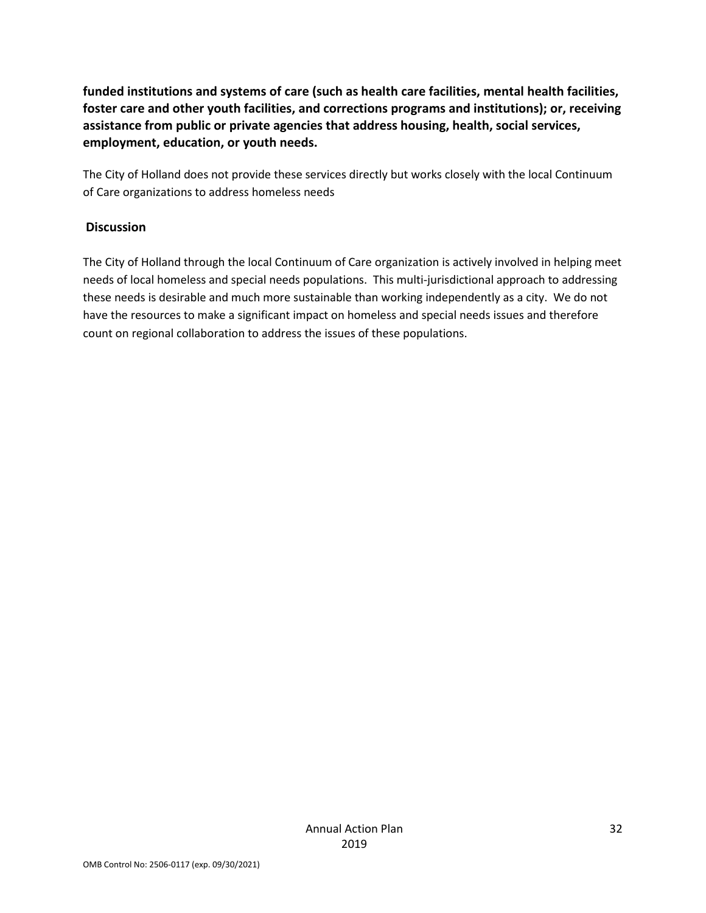**funded institutions and systems of care (such as health care facilities, mental health facilities, foster care and other youth facilities, and corrections programs and institutions); or, receiving assistance from public or private agencies that address housing, health, social services, employment, education, or youth needs.**

The City of Holland does not provide these services directly but works closely with the local Continuum of Care organizations to address homeless needs

## Discussion

The City of Holland through the local Continuum of Care organization is actively involved in helping meet needs of local homeless and special needs populations. This multi-jurisdictional approach to addressing these needs is desirable and much more sustainable than working independently as a city. We do not have the resources to make a significant impact on homeless and special needs issues and therefore count on regional collaboration to address the issues of these populations.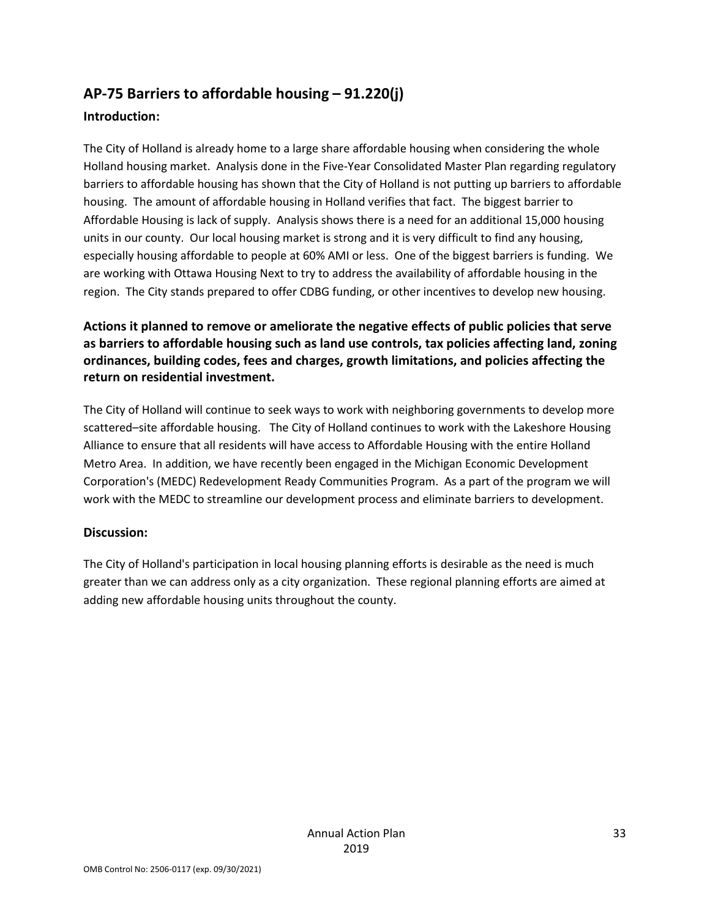## AP-75 Barriers to affordable housing – 91.220(j)

### Introduction:

The City of Holland is already home to a large share affordable housing when considering the whole Holland housing market. Analysis done in the Five-Year Consolidated Master Plan regarding regulatory barriers to affordable housing has shown that the City of Holland is not putting up barriers to affordable housing. The amount of affordable housing in Holland verifies that fact. The biggest barrier to Affordable Housing is lack of supply. Analysis shows there is a need for an additional 15,000 housing units in our county. Our local housing market is strong and it is very difficult to find any housing, especially housing affordable to people at 60% AMI or less. One of the biggest barriers is funding. We are working with Ottawa Housing Next to try to address the availability of affordable housing in the region. The City stands prepared to offer CDBG funding, or other incentives to develop new housing.

### Actions it planned to remove or ameliorate the negative effects of public policies that serve as barriers to affordable housing such as land use controls, tax policies affecting land, zoning ordinances, building codes, fees and charges, growth limitations, and policies affecting the return on residential investment.

The City of Holland will continue to seek ways to work with neighboring governments to develop more scattered–site affordable housing. The City of Holland continues to work with the Lakeshore Housing Alliance to ensure that all residents will have access to Affordable Housing with the entire Holland Metro Area. In addition, we have recently been engaged in the Michigan Economic Development Corporation's (MEDC) Redevelopment Ready Communities Program. As a part of the program we will work with the MEDC to streamline our development process and eliminate barriers to development.

### Discussion:

The City of Holland's participation in local housing planning efforts is desirable as the need is much greater than we can address only as a city organization. These regional planning efforts are aimed at adding new affordable housing units throughout the county.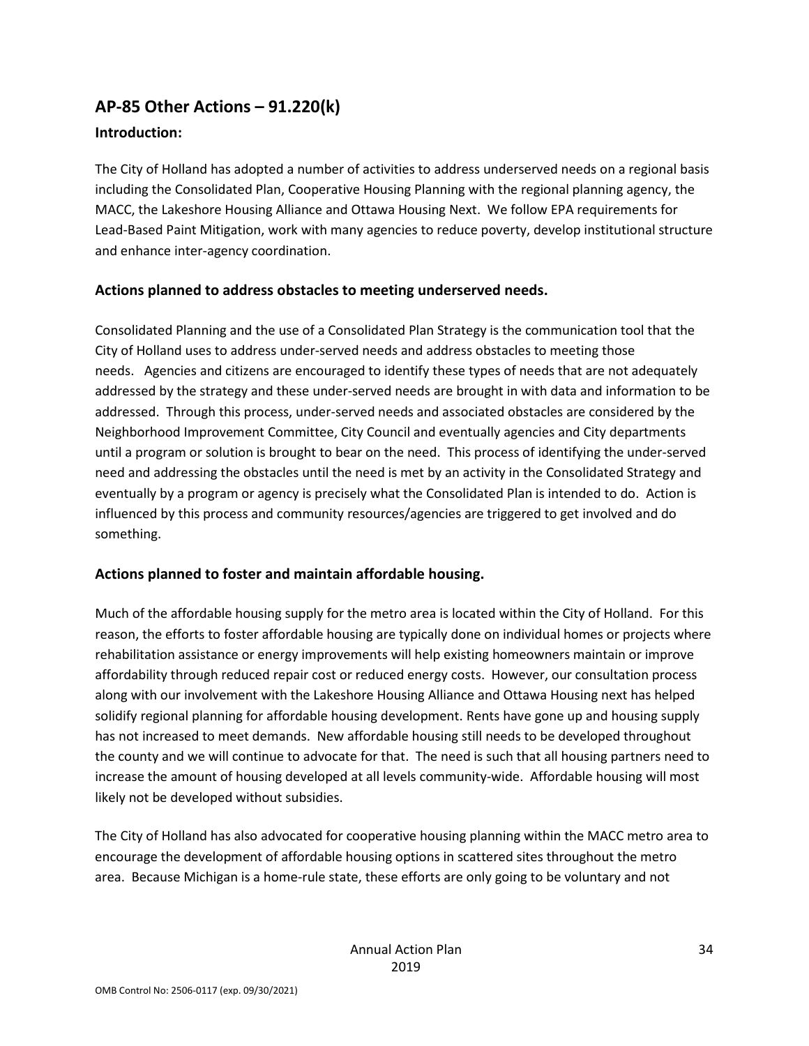## AP-85 Other Actions – 91.220(k)

### Introduction:

The City of Holland has adopted a number of activities to address underserved needs on a regional basis including the Consolidated Plan, Cooperative Housing Planning with the regional planning agency, the MACC, the Lakeshore Housing Alliance and Ottawa Housing Next. We follow EPA requirements for Lead-Based Paint Mitigation, work with many agencies to reduce poverty, develop institutional structure and enhance inter-agency coordination.

### Actions planned to address obstacles to meeting underserved needs.

Consolidated Planning and the use of a Consolidated Plan Strategy is the communication tool that the City of Holland uses to address under-served needs and address obstacles to meeting those needs. Agencies and citizens are encouraged to identify these types of needs that are not adequately addressed by the strategy and these under-served needs are brought in with data and information to be addressed. Through this process, under-served needs and associated obstacles are considered by the Neighborhood Improvement Committee, City Council and eventually agencies and City departments until a program or solution is brought to bear on the need. This process of identifying the under-served need and addressing the obstacles until the need is met by an activity in the Consolidated Strategy and eventually by a program or agency is precisely what the Consolidated Plan is intended to do. Action is influenced by this process and community resources/agencies are triggered to get involved and do something.

### Actions planned to foster and maintain affordable housing.

Much of the affordable housing supply for the metro area is located within the City of Holland. For this reason, the efforts to foster affordable housing are typically done on individual homes or projects where rehabilitation assistance or energy improvements will help existing homeowners maintain or improve affordability through reduced repair cost or reduced energy costs. However, our consultation process along with our involvement with the Lakeshore Housing Alliance and Ottawa Housing next has helped solidify regional planning for affordable housing development. Rents have gone up and housing supply has not increased to meet demands. New affordable housing still needs to be developed throughout the county and we will continue to advocate for that. The need is such that all housing partners need to increase the amount of housing developed at all levels community-wide. Affordable housing will most likely not be developed without subsidies.

The City of Holland has also advocated for cooperative housing planning within the MACC metro area to encourage the development of affordable housing options in scattered sites throughout the metro area. Because Michigan is a home-rule state, these efforts are only going to be voluntary and not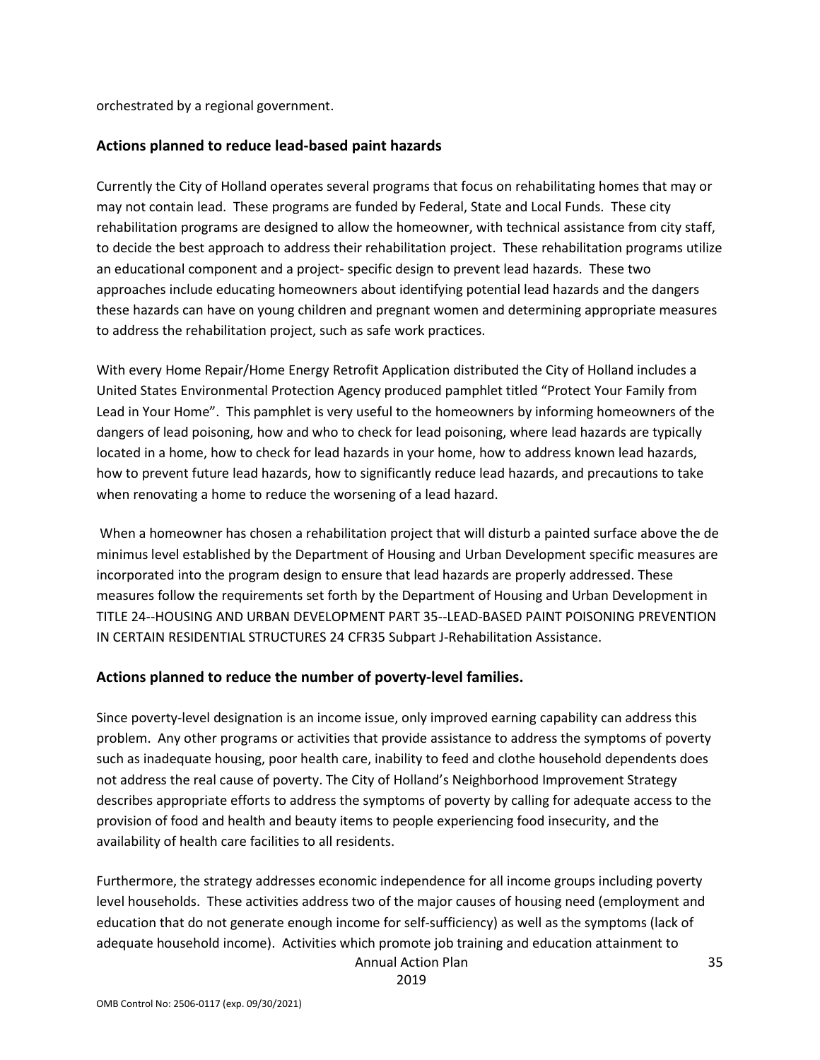orchestrated by a regional government.

## Actions planned to reduce lead-based paint hazards

Currently the City of Holland operates several programs that focus on rehabilitating homes that may or may not contain lead. These programs are funded by Federal, State and Local Funds. These city rehabilitation programs are designed to allow the homeowner, with technical assistance from city staff, to decide the best approach to address their rehabilitation project. These rehabilitation programs utilize an educational component and a project- specific design to prevent lead hazards. These two approaches include educating homeowners about identifying potential lead hazards and the dangers these hazards can have on young children and pregnant women and determining appropriate measures to address the rehabilitation project, such as safe work practices.

With every Home Repair/Home Energy Retrofit Application distributed the City of Holland includes a United States Environmental Protection Agency produced pamphlet titled "Protect Your Family from Lead in Your Home". This pamphlet is very useful to the homeowners by informing homeowners of the dangers of lead poisoning, how and who to check for lead poisoning, where lead hazards are typically located in a home, how to check for lead hazards in your home, how to address known lead hazards, how to prevent future lead hazards, how to significantly reduce lead hazards, and precautions to take when renovating a home to reduce the worsening of a lead hazard.

When a homeowner has chosen a rehabilitation project that will disturb a painted surface above the de minimus level established by the Department of Housing and Urban Development specific measures are incorporated into the program design to ensure that lead hazards are properly addressed. These measures follow the requirements set forth by the Department of Housing and Urban Development in TITLE 24--HOUSING AND URBAN DEVELOPMENT PART 35--LEAD-BASED PAINT POISONING PREVENTION IN CERTAIN RESIDENTIAL STRUCTURES 24 CFR35 Subpart J-Rehabilitation Assistance.

## Actions planned to reduce the number of poverty-level families.

Since poverty-level designation is an income issue, only improved earning capability can address this problem. Any other programs or activities that provide assistance to address the symptoms of poverty such as inadequate housing, poor health care, inability to feed and clothe household dependents does not address the real cause of poverty. The City of Holland's Neighborhood Improvement Strategy describes appropriate efforts to address the symptoms of poverty by calling for adequate access to the provision of food and health and beauty items to people experiencing food insecurity, and the availability of health care facilities to all residents.

Furthermore, the strategy addresses economic independence for all income groups including poverty level households. These activities address two of the major causes of housing need (employment and education that do not generate enough income for self-sufficiency) as well as the symptoms (lack of adequate household income). Activities which promote job training and education attainment to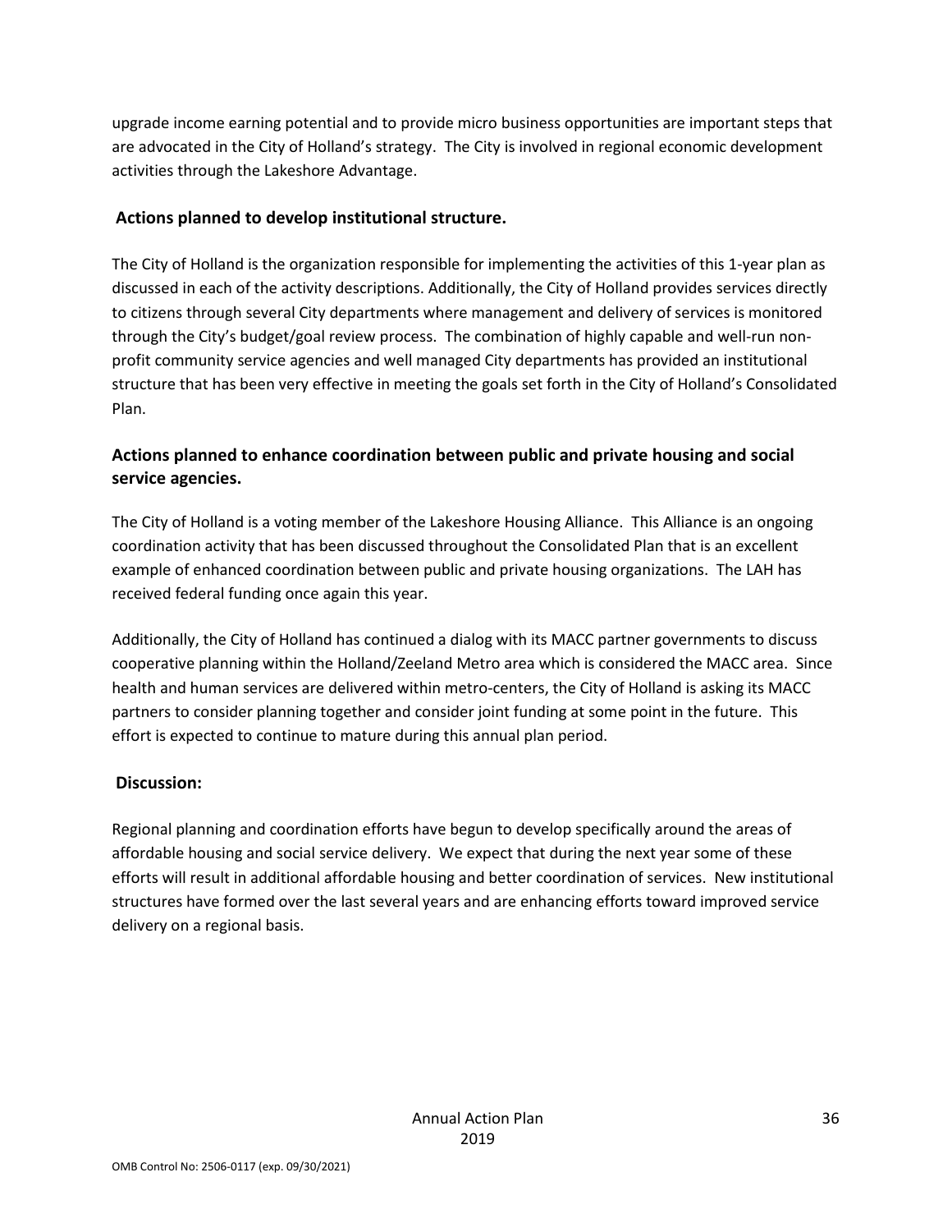upgrade income earning potential and to provide micro business opportunities are important steps that are advocated in the City of Holland's strategy. The City is involved in regional economic development activities through the Lakeshore Advantage.

## Actions planned to develop institutional structure.

The City of Holland is the organization responsible for implementing the activities of this 1-year plan as discussed in each of the activity descriptions. Additionally, the City of Holland provides services directly to citizens through several City departments where management and delivery of services is monitored through the City's budget/goal review process. The combination of highly capable and well-run non-profit community service agencies and well managed City departments has provided an institutional structure that has been very effective in meeting the goals set forth in the City of Holland's Consolidated Plan.

## Actions planned to enhance coordination between public and private housing and social service agencies.

The City of Holland is a voting member of the Lakeshore Housing Alliance. This Alliance is an ongoing coordination activity that has been discussed throughout the Consolidated Plan that is an excellent example of enhanced coordination between public and private housing organizations. The LAH has received federal funding once again this year.

Additionally, the City of Holland has continued a dialog with its MACC partner governments to discuss cooperative planning within the Holland/Zeeland Metro area which is considered the MACC area. Since health and human services are delivered within metro-centers, the City of Holland is asking its MACC partners to consider planning together and consider joint funding at some point in the future. This effort is expected to continue to mature during this annual plan period.

## Discussion:

Regional planning and coordination efforts have begun to develop specifically around the areas of affordable housing and social service delivery. We expect that during the next year some of these efforts will result in additional affordable housing and better coordination of services. New institutional structures have formed over the last several years and are enhancing efforts toward improved service delivery on a regional basis.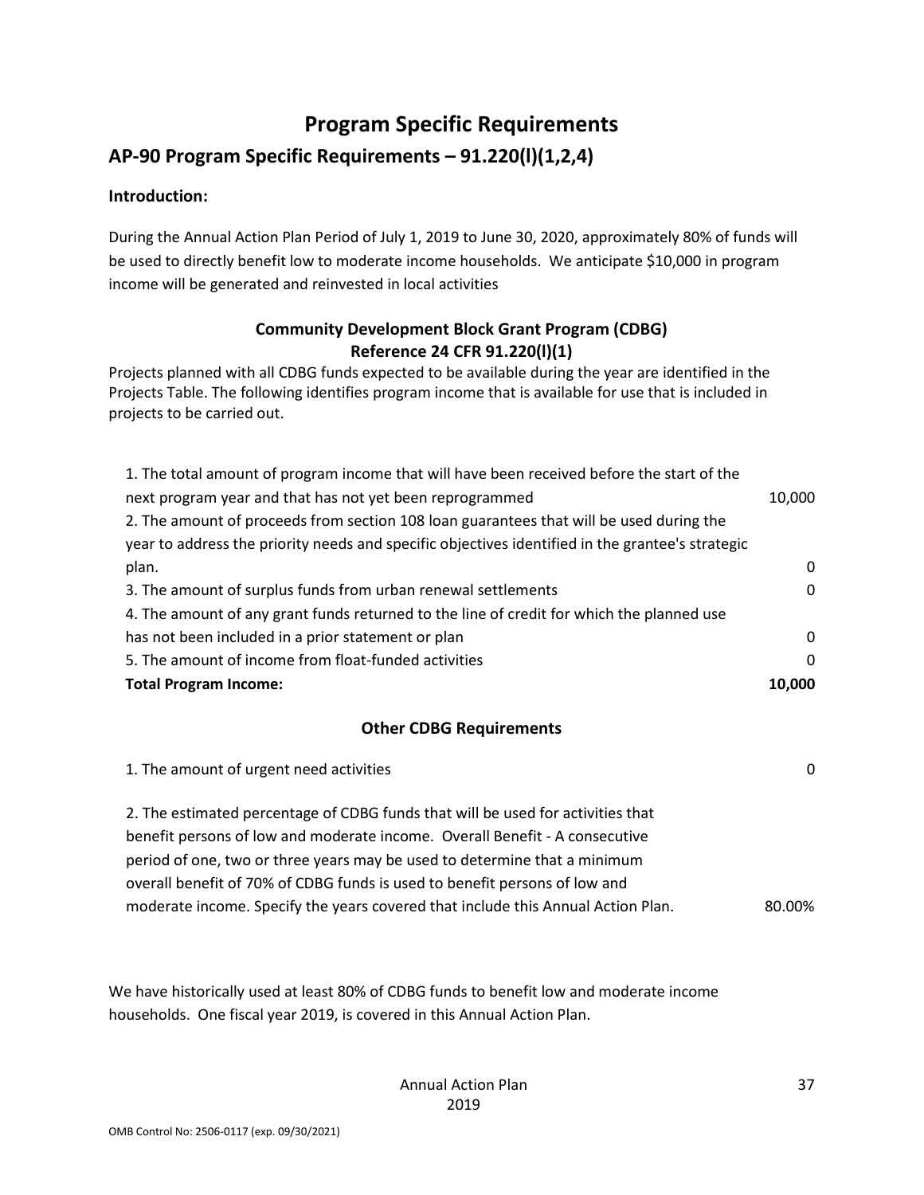# Program Specific Requirements

## AP-90 Program Specific Requirements – 91.220(l)(1,2,4)

**Introduction:**

During the Annual Action Plan Period of July 1, 2019 to June 30, 2020, approximately 80% of funds will be used to directly benefit low to moderate income households. We anticipate $10,000 in program income will be generated and reinvested in local activities

### Community Development Block Grant Program (CDBG)
### Reference 24 CFR 91.220(l)(1)

Projects planned with all CDBG funds expected to be available during the year are identified in the Projects Table. The following identifies program income that is available for use that is included in projects to be carried out.

| | |
|---|---|
| 1. The total amount of program income that will have been received before the start of the next program year and that has not yet been reprogrammed | 10,000 |
| 2. The amount of proceeds from section 108 loan guarantees that will be used during the year to address the priority needs and specific objectives identified in the grantee's strategic plan. | 0 |
| 3. The amount of surplus funds from urban renewal settlements | 0 |
| 4. The amount of any grant funds returned to the line of credit for which the planned use has not been included in a prior statement or plan | 0 |
| 5. The amount of income from float-funded activities | 0 |
| **Total Program Income:** | **10,000** |

### Other CDBG Requirements

| | |
|---|---|
| 1. The amount of urgent need activities | 0 |
| 2. The estimated percentage of CDBG funds that will be used for activities that benefit persons of low and moderate income. Overall Benefit - A consecutive period of one, two or three years may be used to determine that a minimum overall benefit of 70% of CDBG funds is used to benefit persons of low and moderate income. Specify the years covered that include this Annual Action Plan. | 80.00% |

We have historically used at least 80% of CDBG funds to benefit low and moderate income households. One fiscal year 2019, is covered in this Annual Action Plan.